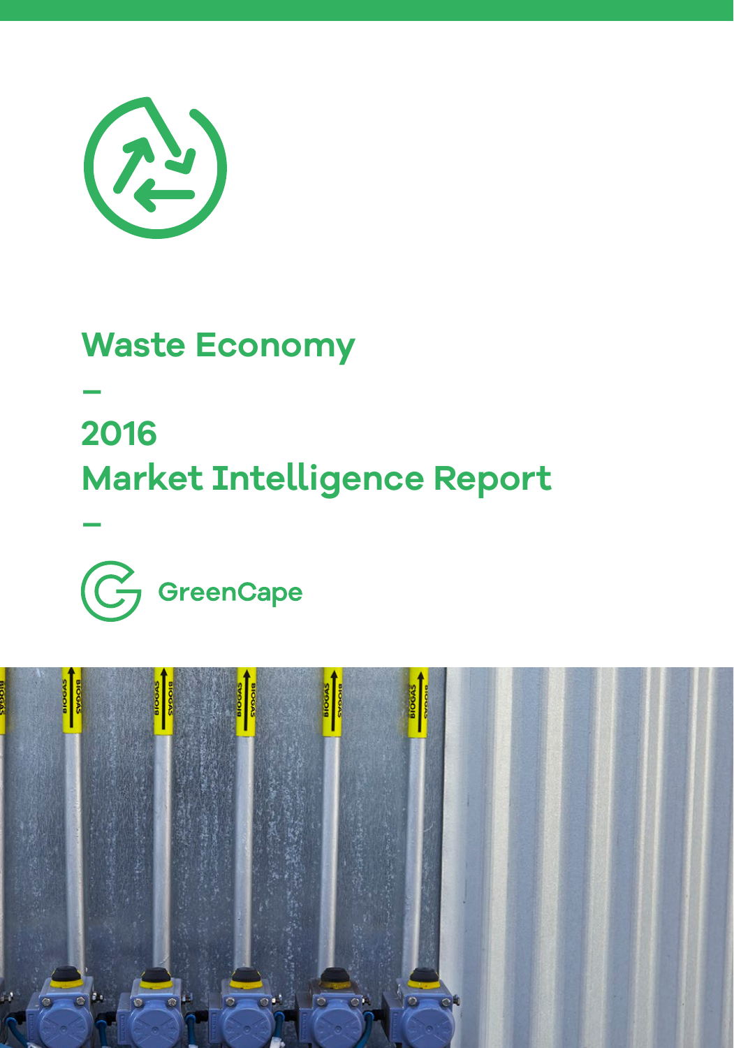# Waste Economy

–

# 2016 Market Intelligence Report

–

GreenCape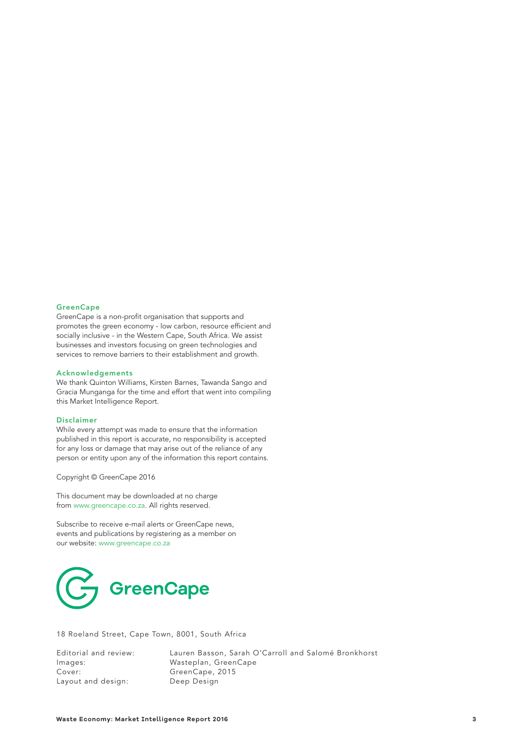### GreenCape

GreenCape is a non-profit organisation that supports and promotes the green economy - low carbon, resource efficient and socially inclusive - in the Western Cape, South Africa. We assist businesses and investors focusing on green technologies and services to remove barriers to their establishment and growth.

### Acknowledgements

We thank Quinton Williams, Kirsten Barnes, Tawanda Sango and Gracia Munganga for the time and effort that went into compiling this Market Intelligence Report.

### Disclaimer

While every attempt was made to ensure that the information published in this report is accurate, no responsibility is accepted for any loss or damage that may arise out of the reliance of any person or entity upon any of the information this report contains.

Copyright © GreenCape 2016

This document may be downloaded at no charge from www.greencape.co.za. All rights reserved.

Subscribe to receive e-mail alerts or GreenCape news, events and publications by registering as a member on our website: www.greencape.co.za

GreenCape

18 Roeland Street, Cape Town, 8001, South Africa

Editorial and review: Lauren Basson, Sarah O'Carroll and Salomé Bronkhorst
Images: Wasteplan, GreenCape
Cover: GreenCape, 2015
Layout and design: Deep Design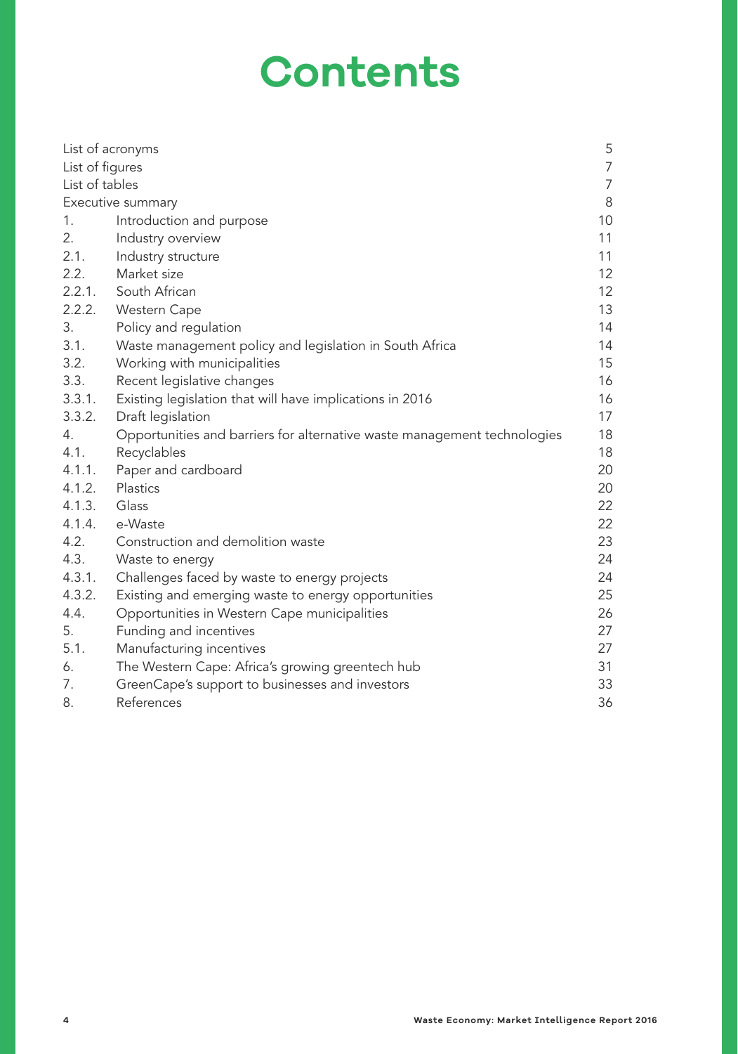# Contents

| | | |
|---|---|---|
| List of acronyms | | 5 |
| List of figures | | 7 |
| List of tables | | 7 |
| Executive summary | | 8 |
| 1. | Introduction and purpose | 10 |
| 2. | Industry overview | 11 |
| 2.1. | Industry structure | 11 |
| 2.2. | Market size | 12 |
| 2.2.1. | South African | 12 |
| 2.2.2. | Western Cape | 13 |
| 3. | Policy and regulation | 14 |
| 3.1. | Waste management policy and legislation in South Africa | 14 |
| 3.2. | Working with municipalities | 15 |
| 3.3. | Recent legislative changes | 16 |
| 3.3.1. | Existing legislation that will have implications in 2016 | 16 |
| 3.3.2. | Draft legislation | 17 |
| 4. | Opportunities and barriers for alternative waste management technologies | 18 |
| 4.1. | Recyclables | 18 |
| 4.1.1. | Paper and cardboard | 20 |
| 4.1.2. | Plastics | 20 |
| 4.1.3. | Glass | 22 |
| 4.1.4. | e-Waste | 22 |
| 4.2. | Construction and demolition waste | 23 |
| 4.3. | Waste to energy | 24 |
| 4.3.1. | Challenges faced by waste to energy projects | 24 |
| 4.3.2. | Existing and emerging waste to energy opportunities | 25 |
| 4.4. | Opportunities in Western Cape municipalities | 26 |
| 5. | Funding and incentives | 27 |
| 5.1. | Manufacturing incentives | 27 |
| 6. | The Western Cape: Africa's growing greentech hub | 31 |
| 7. | GreenCape's support to businesses and investors | 33 |
| 8. | References | 36 |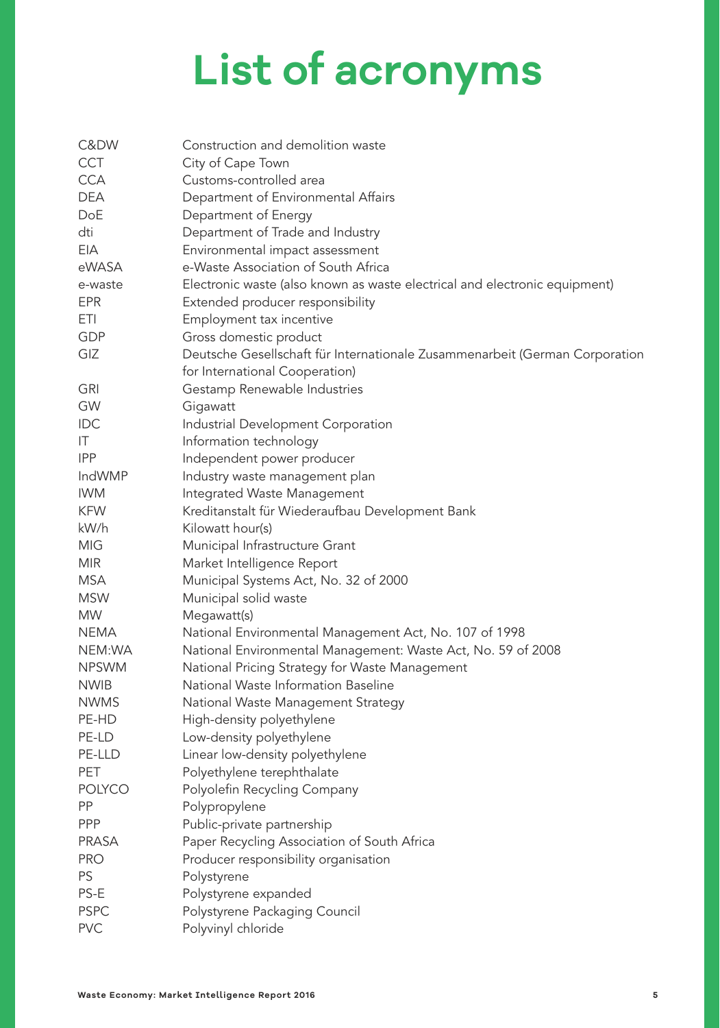# List of acronyms

| | |
|---|---|
| C&DW | Construction and demolition waste |
| CCT | City of Cape Town |
| CCA | Customs-controlled area |
| DEA | Department of Environmental Affairs |
| DoE | Department of Energy |
| dti | Department of Trade and Industry |
| EIA | Environmental impact assessment |
| eWASA | e-Waste Association of South Africa |
| e-waste | Electronic waste (also known as waste electrical and electronic equipment) |
| EPR | Extended producer responsibility |
| ETI | Employment tax incentive |
| GDP | Gross domestic product |
| GIZ | Deutsche Gesellschaft für Internationale Zusammenarbeit (German Corporation for International Cooperation) |
| GRI | Gestamp Renewable Industries |
| GW | Gigawatt |
| IDC | Industrial Development Corporation |
| IT | Information technology |
| IPP | Independent power producer |
| IndWMP | Industry waste management plan |
| IWM | Integrated Waste Management |
| KFW | Kreditanstalt für Wiederaufbau Development Bank |
| kW/h | Kilowatt hour(s) |
| MIG | Municipal Infrastructure Grant |
| MIR | Market Intelligence Report |
| MSA | Municipal Systems Act, No. 32 of 2000 |
| MSW | Municipal solid waste |
| MW | Megawatt(s) |
| NEMA | National Environmental Management Act, No. 107 of 1998 |
| NEM:WA | National Environmental Management: Waste Act, No. 59 of 2008 |
| NPSWM | National Pricing Strategy for Waste Management |
| NWIB | National Waste Information Baseline |
| NWMS | National Waste Management Strategy |
| PE-HD | High-density polyethylene |
| PE-LD | Low-density polyethylene |
| PE-LLD | Linear low-density polyethylene |
| PET | Polyethylene terephthalate |
| POLYCO | Polyolefin Recycling Company |
| PP | Polypropylene |
| PPP | Public-private partnership |
| PRASA | Paper Recycling Association of South Africa |
| PRO | Producer responsibility organisation |
| PS | Polystyrene |
| PS-E | Polystyrene expanded |
| PSPC | Polystyrene Packaging Council |
| PVC | Polyvinyl chloride |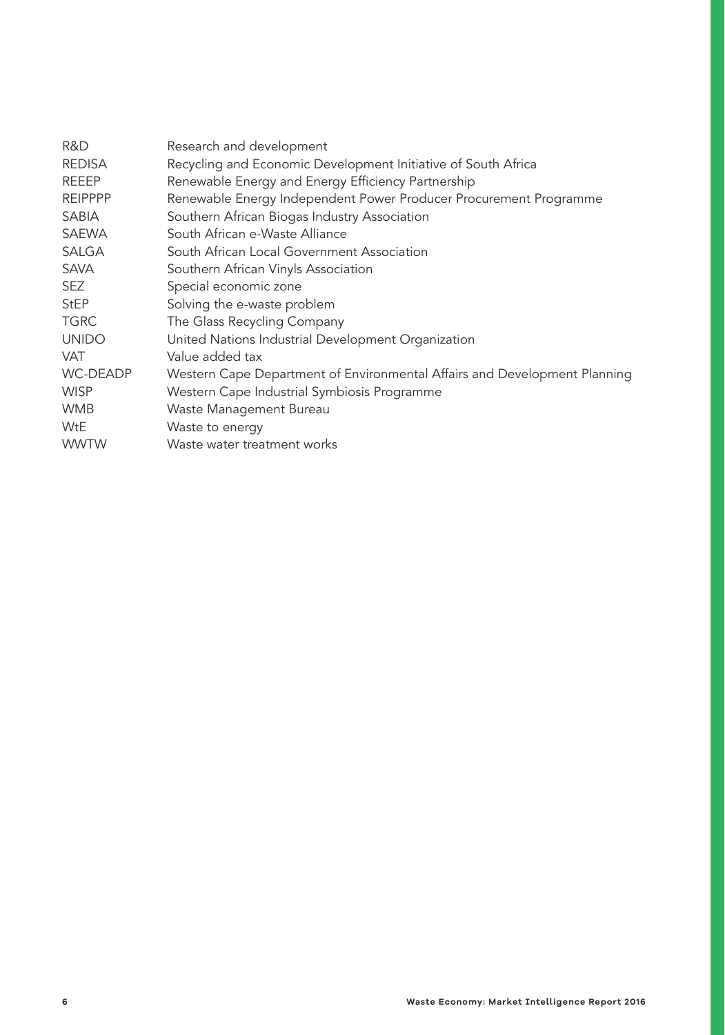| | |
|---|---|
| R&D | Research and development |
| REDISA | Recycling and Economic Development Initiative of South Africa |
| REEEP | Renewable Energy and Energy Efficiency Partnership |
| REIPPPP | Renewable Energy Independent Power Producer Procurement Programme |
| SABIA | Southern African Biogas Industry Association |
| SAEWA | South African e-Waste Alliance |
| SALGA | South African Local Government Association |
| SAVA | Southern African Vinyls Association |
| SEZ | Special economic zone |
| StEP | Solving the e-waste problem |
| TGRC | The Glass Recycling Company |
| UNIDO | United Nations Industrial Development Organization |
| VAT | Value added tax |
| WC-DEADP | Western Cape Department of Environmental Affairs and Development Planning |
| WISP | Western Cape Industrial Symbiosis Programme |
| WMB | Waste Management Bureau |
| WtE | Waste to energy |
| WWTW | Waste water treatment works |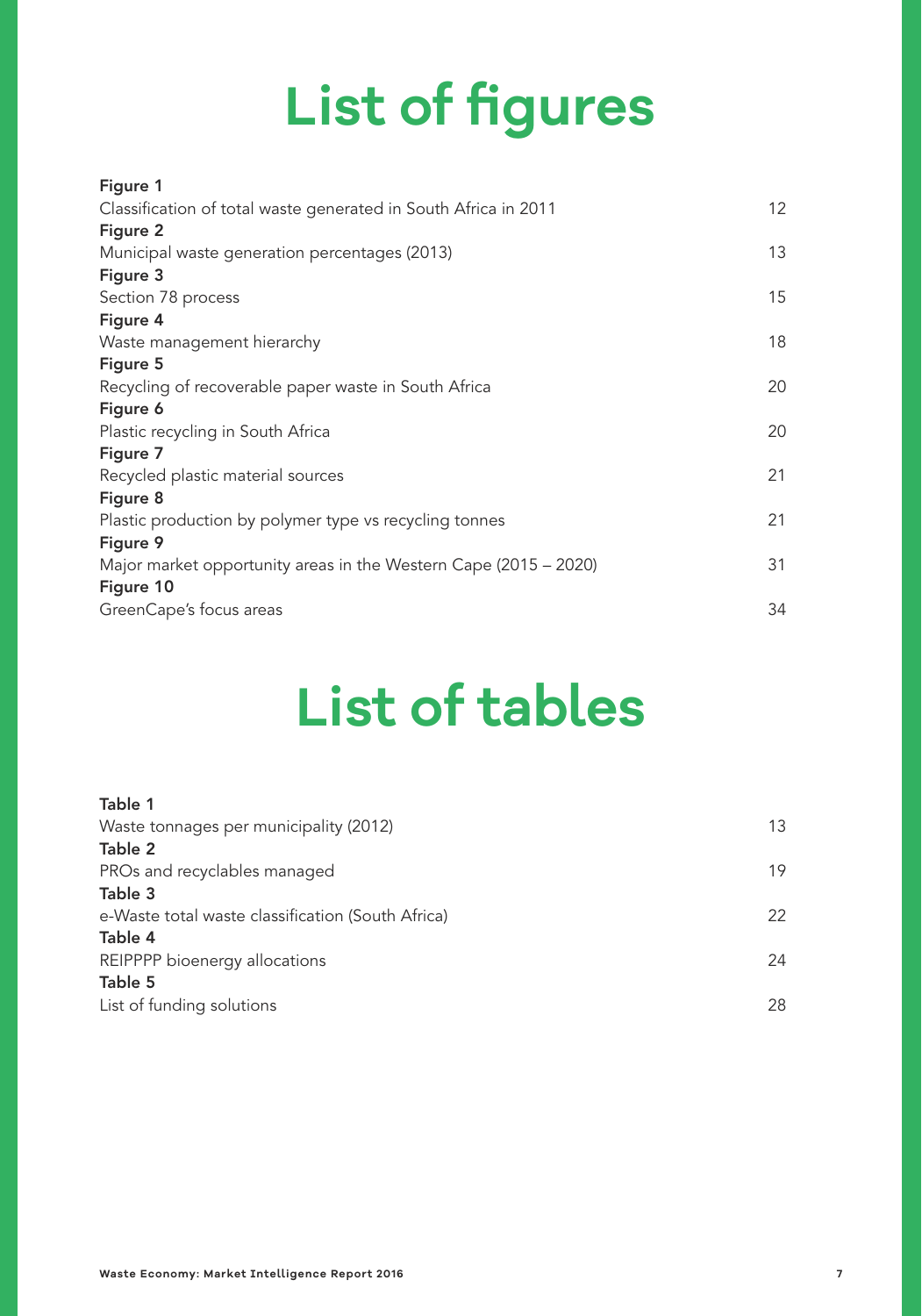# List of figures

**Figure 1**
Classification of total waste generated in South Africa in 2011 — 12

**Figure 2**
Municipal waste generation percentages (2013) — 13

**Figure 3**
Section 78 process — 15

**Figure 4**
Waste management hierarchy — 18

**Figure 5**
Recycling of recoverable paper waste in South Africa — 20

**Figure 6**
Plastic recycling in South Africa — 20

**Figure 7**
Recycled plastic material sources — 21

**Figure 8**
Plastic production by polymer type vs recycling tonnes — 21

**Figure 9**
Major market opportunity areas in the Western Cape (2015 – 2020) — 31

**Figure 10**
GreenCape's focus areas — 34

# List of tables

**Table 1**
Waste tonnages per municipality (2012) — 13

**Table 2**
PROs and recyclables managed — 19

**Table 3**
e-Waste total waste classification (South Africa) — 22

**Table 4**
REIPPPP bioenergy allocations — 24

**Table 5**
List of funding solutions — 28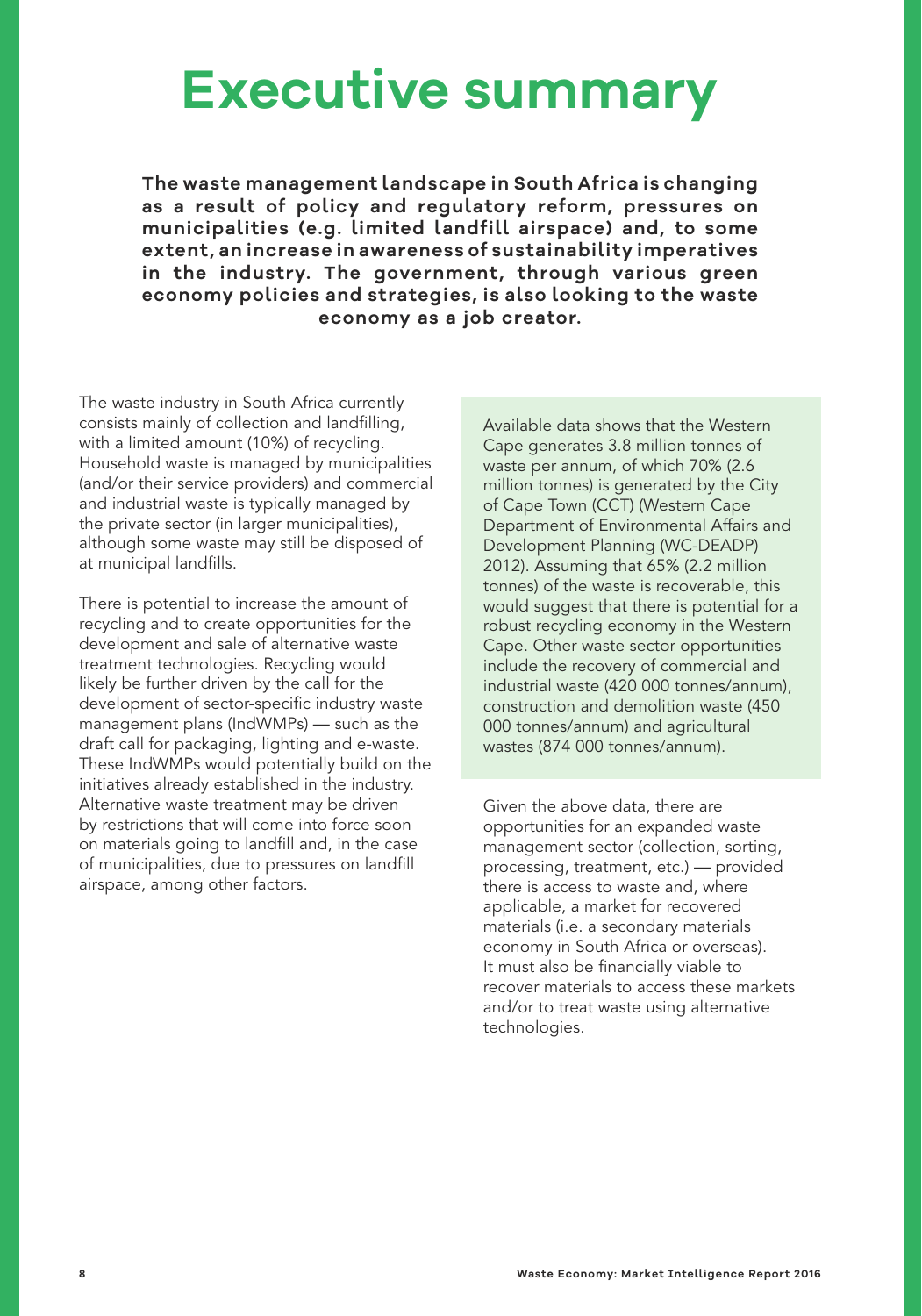# Executive summary

**The waste management landscape in South Africa is changing as a result of policy and regulatory reform, pressures on municipalities (e.g. limited landfill airspace) and, to some extent, an increase in awareness of sustainability imperatives in the industry. The government, through various green economy policies and strategies, is also looking to the waste economy as a job creator.**

The waste industry in South Africa currently consists mainly of collection and landfilling, with a limited amount (10%) of recycling. Household waste is managed by municipalities (and/or their service providers) and commercial and industrial waste is typically managed by the private sector (in larger municipalities), although some waste may still be disposed of at municipal landfills.

There is potential to increase the amount of recycling and to create opportunities for the development and sale of alternative waste treatment technologies. Recycling would likely be further driven by the call for the development of sector-specific industry waste management plans (IndWMPs) — such as the draft call for packaging, lighting and e-waste. These IndWMPs would potentially build on the initiatives already established in the industry. Alternative waste treatment may be driven by restrictions that will come into force soon on materials going to landfill and, in the case of municipalities, due to pressures on landfill airspace, among other factors.

Available data shows that the Western Cape generates 3.8 million tonnes of waste per annum, of which 70% (2.6 million tonnes) is generated by the City of Cape Town (CCT) (Western Cape Department of Environmental Affairs and Development Planning (WC-DEADP) 2012). Assuming that 65% (2.2 million tonnes) of the waste is recoverable, this would suggest that there is potential for a robust recycling economy in the Western Cape. Other waste sector opportunities include the recovery of commercial and industrial waste (420 000 tonnes/annum), construction and demolition waste (450 000 tonnes/annum) and agricultural wastes (874 000 tonnes/annum).

Given the above data, there are opportunities for an expanded waste management sector (collection, sorting, processing, treatment, etc.) — provided there is access to waste and, where applicable, a market for recovered materials (i.e. a secondary materials economy in South Africa or overseas). It must also be financially viable to recover materials to access these markets and/or to treat waste using alternative technologies.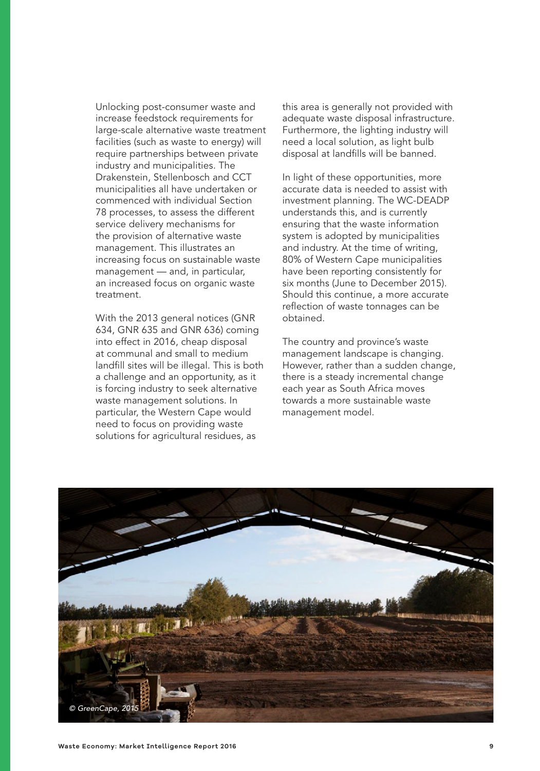Unlocking post-consumer waste and increase feedstock requirements for large-scale alternative waste treatment facilities (such as waste to energy) will require partnerships between private industry and municipalities. The Drakenstein, Stellenbosch and CCT municipalities all have undertaken or commenced with individual Section 78 processes, to assess the different service delivery mechanisms for the provision of alternative waste management. This illustrates an increasing focus on sustainable waste management — and, in particular, an increased focus on organic waste treatment.

With the 2013 general notices (GNR 634, GNR 635 and GNR 636) coming into effect in 2016, cheap disposal at communal and small to medium landfill sites will be illegal. This is both a challenge and an opportunity, as it is forcing industry to seek alternative waste management solutions. In particular, the Western Cape would need to focus on providing waste solutions for agricultural residues, as this area is generally not provided with adequate waste disposal infrastructure. Furthermore, the lighting industry will need a local solution, as light bulb disposal at landfills will be banned.

In light of these opportunities, more accurate data is needed to assist with investment planning. The WC-DEADP understands this, and is currently ensuring that the waste information system is adopted by municipalities and industry. At the time of writing, 80% of Western Cape municipalities have been reporting consistently for six months (June to December 2015). Should this continue, a more accurate reflection of waste tonnages can be obtained.

The country and province's waste management landscape is changing. However, rather than a sudden change, there is a steady incremental change each year as South Africa moves towards a more sustainable waste management model.

*© GreenCape, 2015*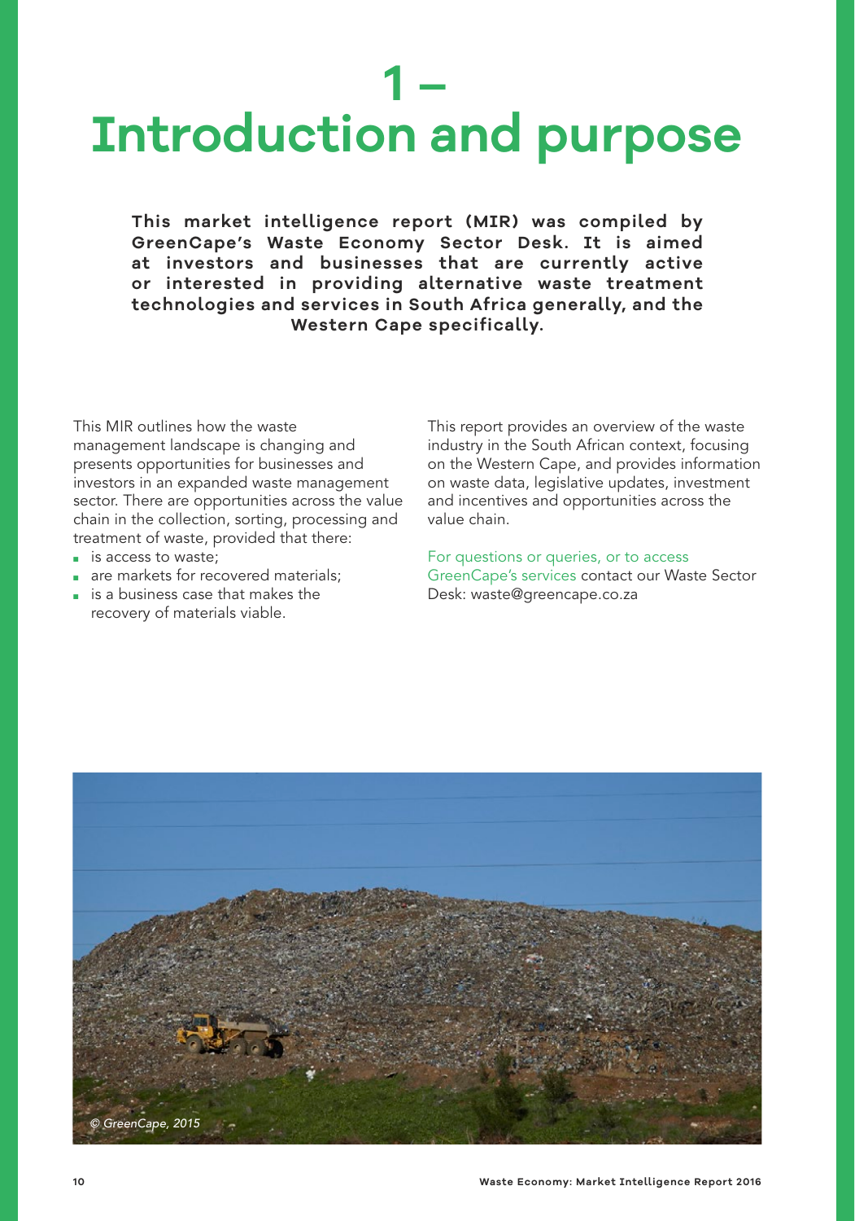# 1 – Introduction and purpose

**This market intelligence report (MIR) was compiled by GreenCape's Waste Economy Sector Desk. It is aimed at investors and businesses that are currently active or interested in providing alternative waste treatment technologies and services in South Africa generally, and the Western Cape specifically.**

This MIR outlines how the waste management landscape is changing and presents opportunities for businesses and investors in an expanded waste management sector. There are opportunities across the value chain in the collection, sorting, processing and treatment of waste, provided that there:

- is access to waste;
- are markets for recovered materials;
- is a business case that makes the recovery of materials viable.

This report provides an overview of the waste industry in the South African context, focusing on the Western Cape, and provides information on waste data, legislative updates, investment and incentives and opportunities across the value chain.

For questions or queries, or to access GreenCape's services contact our Waste Sector Desk: waste@greencape.co.za

*© GreenCape, 2015*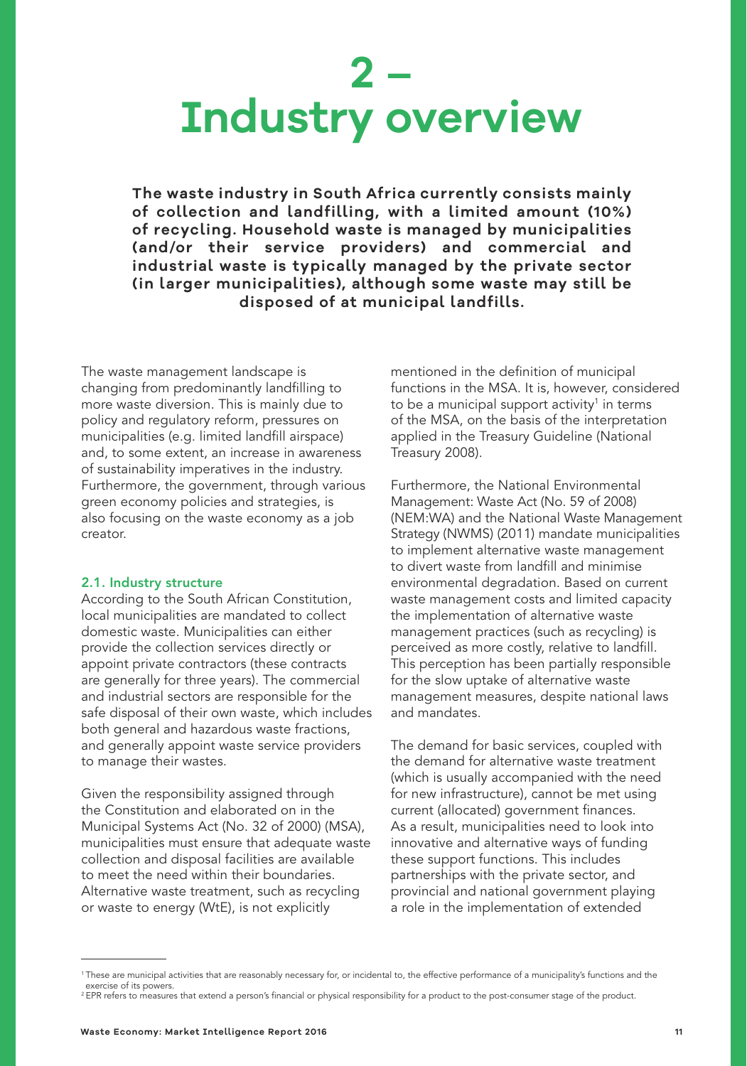# 2 – Industry overview

**The waste industry in South Africa currently consists mainly of collection and landfilling, with a limited amount (10%) of recycling. Household waste is managed by municipalities (and/or their service providers) and commercial and industrial waste is typically managed by the private sector (in larger municipalities), although some waste may still be disposed of at municipal landfills.**

The waste management landscape is changing from predominantly landfilling to more waste diversion. This is mainly due to policy and regulatory reform, pressures on municipalities (e.g. limited landfill airspace) and, to some extent, an increase in awareness of sustainability imperatives in the industry. Furthermore, the government, through various green economy policies and strategies, is also focusing on the waste economy as a job creator.

## 2.1. Industry structure

According to the South African Constitution, local municipalities are mandated to collect domestic waste. Municipalities can either provide the collection services directly or appoint private contractors (these contracts are generally for three years). The commercial and industrial sectors are responsible for the safe disposal of their own waste, which includes both general and hazardous waste fractions, and generally appoint waste service providers to manage their wastes.

Given the responsibility assigned through the Constitution and elaborated on in the Municipal Systems Act (No. 32 of 2000) (MSA), municipalities must ensure that adequate waste collection and disposal facilities are available to meet the need within their boundaries. Alternative waste treatment, such as recycling or waste to energy (WtE), is not explicitly mentioned in the definition of municipal functions in the MSA. It is, however, considered to be a municipal support activity[1] in terms of the MSA, on the basis of the interpretation applied in the Treasury Guideline (National Treasury 2008).

Furthermore, the National Environmental Management: Waste Act (No. 59 of 2008) (NEM:WA) and the National Waste Management Strategy (NWMS) (2011) mandate municipalities to implement alternative waste management to divert waste from landfill and minimise environmental degradation. Based on current waste management costs and limited capacity the implementation of alternative waste management practices (such as recycling) is perceived as more costly, relative to landfill. This perception has been partially responsible for the slow uptake of alternative waste management measures, despite national laws and mandates.

The demand for basic services, coupled with the demand for alternative waste treatment (which is usually accompanied with the need for new infrastructure), cannot be met using current (allocated) government finances. As a result, municipalities need to look into innovative and alternative ways of funding these support functions. This includes partnerships with the private sector, and provincial and national government playing a role in the implementation of extended

---

[1] These are municipal activities that are reasonably necessary for, or incidental to, the effective performance of a municipality's functions and the exercise of its powers.

[2] EPR refers to measures that extend a person's financial or physical responsibility for a product to the post-consumer stage of the product.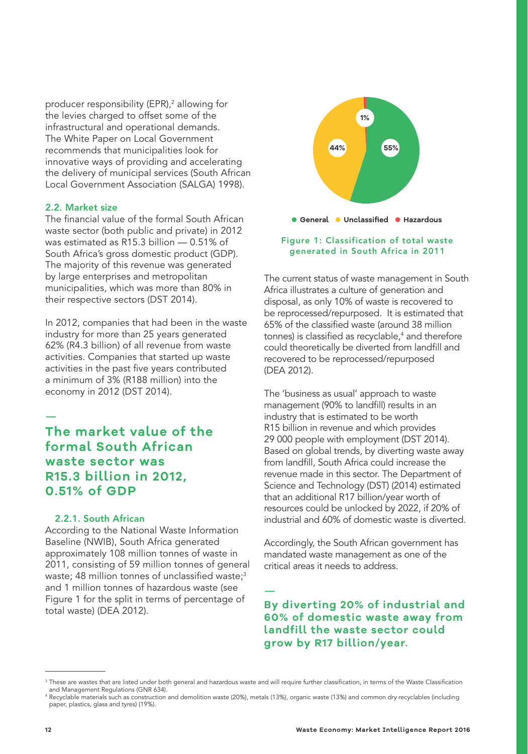producer responsibility (EPR),[2] allowing for the levies charged to offset some of the infrastructural and operational demands. The White Paper on Local Government recommends that municipalities look for innovative ways of providing and accelerating the delivery of municipal services (South African Local Government Association (SALGA) 1998).

### 2.2. Market size

The financial value of the formal South African waste sector (both public and private) in 2012 was estimated as R15.3 billion — 0.51% of South Africa's gross domestic product (GDP). The majority of this revenue was generated by large enterprises and metropolitan municipalities, which was more than 80% in their respective sectors (DST 2014).

In 2012, companies that had been in the waste industry for more than 25 years generated 62% (R4.3 billion) of all revenue from waste activities. Companies that started up waste activities in the past five years contributed a minimum of 3% (R188 million) into the economy in 2012 (DST 2014).

—

**The market value of the formal South African waste sector was R15.3 billion in 2012, 0.51% of GDP**

#### 2.2.1. South African

According to the National Waste Information Baseline (NWIB), South Africa generated approximately 108 million tonnes of waste in 2011, consisting of 59 million tonnes of general waste; 48 million tonnes of unclassified waste;[3] and 1 million tonnes of hazardous waste (see Figure 1 for the split in terms of percentage of total waste) (DEA 2012).

General 55% · Unclassified 44% · Hazardous 1%

Figure 1: Classification of total waste generated in South Africa in 2011

The current status of waste management in South Africa illustrates a culture of generation and disposal, as only 10% of waste is recovered to be reprocessed/repurposed. It is estimated that 65% of the classified waste (around 38 million tonnes) is classified as recyclable,[4] and therefore could theoretically be diverted from landfill and recovered to be reprocessed/repurposed (DEA 2012).

The 'business as usual' approach to waste management (90% to landfill) results in an industry that is estimated to be worth R15 billion in revenue and which provides 29 000 people with employment (DST 2014). Based on global trends, by diverting waste away from landfill, South Africa could increase the revenue made in this sector. The Department of Science and Technology (DST) (2014) estimated that an additional R17 billion/year worth of resources could be unlocked by 2022, if 20% of industrial and 60% of domestic waste is diverted.

Accordingly, the South African government has mandated waste management as one of the critical areas it needs to address.

—

**By diverting 20% of industrial and 60% of domestic waste away from landfill the waste sector could grow by R17 billion/year.**

---

[3] These are wastes that are listed under both general and hazardous waste and will require further classification, in terms of the Waste Classification and Management Regulations (GNR 634).

[4] Recyclable materials such as construction and demolition waste (20%), metals (13%), organic waste (13%) and common dry recyclables (including paper, plastics, glass and tyres) (19%).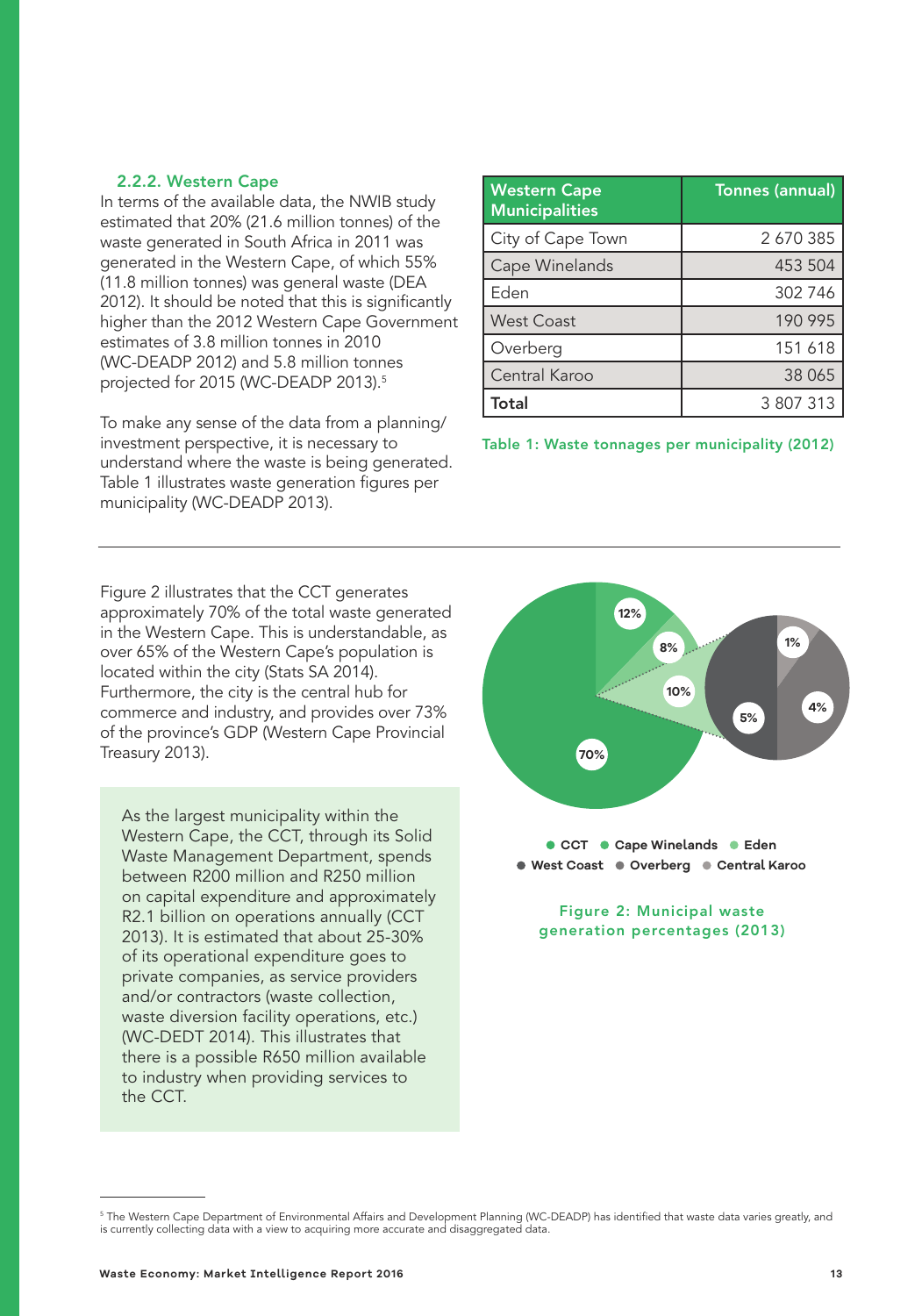### 2.2.2. Western Cape

In terms of the available data, the NWIB study estimated that 20% (21.6 million tonnes) of the waste generated in South Africa in 2011 was generated in the Western Cape, of which 55% (11.8 million tonnes) was general waste (DEA 2012). It should be noted that this is significantly higher than the 2012 Western Cape Government estimates of 3.8 million tonnes in 2010 (WC-DEADP 2012) and 5.8 million tonnes projected for 2015 (WC-DEADP 2013).[5]

To make any sense of the data from a planning/investment perspective, it is necessary to understand where the waste is being generated. Table 1 illustrates waste generation figures per municipality (WC-DEADP 2013).

| Western Cape Municipalities | Tonnes (annual) |
|---|---|
| City of Cape Town | 2 670 385 |
| Cape Winelands | 453 504 |
| Eden | 302 746 |
| West Coast | 190 995 |
| Overberg | 151 618 |
| Central Karoo | 38 065 |
| **Total** | 3 807 313 |

Table 1: Waste tonnages per municipality (2012)

Figure 2 illustrates that the CCT generates approximately 70% of the total waste generated in the Western Cape. This is understandable, as over 65% of the Western Cape's population is located within the city (Stats SA 2014). Furthermore, the city is the central hub for commerce and industry, and provides over 73% of the province's GDP (Western Cape Provincial Treasury 2013).

As the largest municipality within the Western Cape, the CCT, through its Solid Waste Management Department, spends between R200 million and R250 million on capital expenditure and approximately R2.1 billion on operations annually (CCT 2013). It is estimated that about 25-30% of its operational expenditure goes to private companies, as service providers and/or contractors (waste collection, waste diversion facility operations, etc.) (WC-DEDT 2014). This illustrates that there is a possible R650 million available to industry when providing services to the CCT.

70% · 12% · 8% · 10% · 5% · 4% · 1%

CCT · Cape Winelands · Eden · West Coast · Overberg · Central Karoo

Figure 2: Municipal waste generation percentages (2013)

[5] The Western Cape Department of Environmental Affairs and Development Planning (WC-DEADP) has identified that waste data varies greatly, and is currently collecting data with a view to acquiring more accurate and disaggregated data.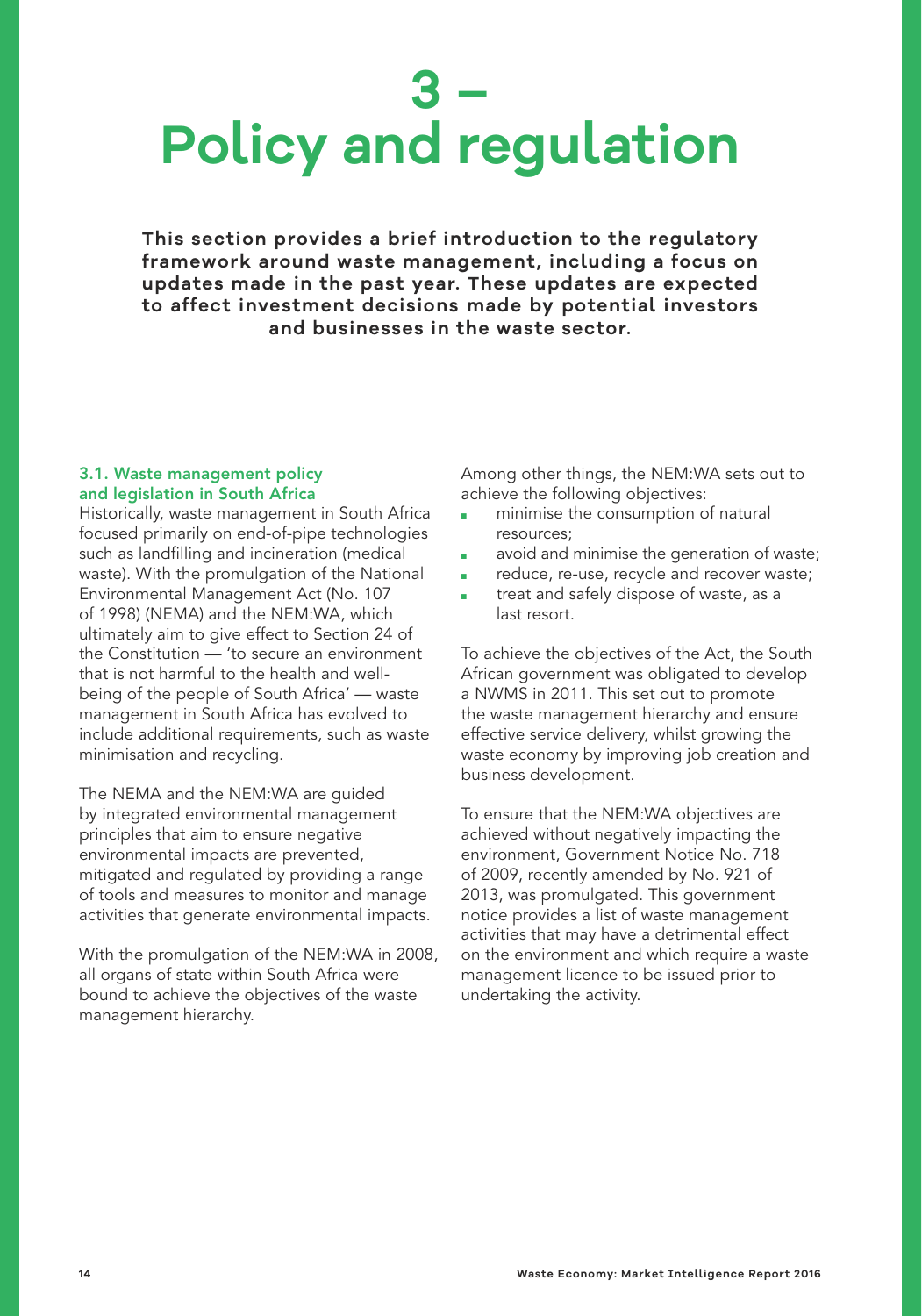# 3 – Policy and regulation

**This section provides a brief introduction to the regulatory framework around waste management, including a focus on updates made in the past year. These updates are expected to affect investment decisions made by potential investors and businesses in the waste sector.**

## 3.1. Waste management policy and legislation in South Africa

Historically, waste management in South Africa focused primarily on end-of-pipe technologies such as landfilling and incineration (medical waste). With the promulgation of the National Environmental Management Act (No. 107 of 1998) (NEMA) and the NEM:WA, which ultimately aim to give effect to Section 24 of the Constitution — 'to secure an environment that is not harmful to the health and well-being of the people of South Africa' — waste management in South Africa has evolved to include additional requirements, such as waste minimisation and recycling.

The NEMA and the NEM:WA are guided by integrated environmental management principles that aim to ensure negative environmental impacts are prevented, mitigated and regulated by providing a range of tools and measures to monitor and manage activities that generate environmental impacts.

With the promulgation of the NEM:WA in 2008, all organs of state within South Africa were bound to achieve the objectives of the waste management hierarchy.

Among other things, the NEM:WA sets out to achieve the following objectives:

- minimise the consumption of natural resources;
- avoid and minimise the generation of waste;
- reduce, re-use, recycle and recover waste;
- treat and safely dispose of waste, as a last resort.

To achieve the objectives of the Act, the South African government was obligated to develop a NWMS in 2011. This set out to promote the waste management hierarchy and ensure effective service delivery, whilst growing the waste economy by improving job creation and business development.

To ensure that the NEM:WA objectives are achieved without negatively impacting the environment, Government Notice No. 718 of 2009, recently amended by No. 921 of 2013, was promulgated. This government notice provides a list of waste management activities that may have a detrimental effect on the environment and which require a waste management licence to be issued prior to undertaking the activity.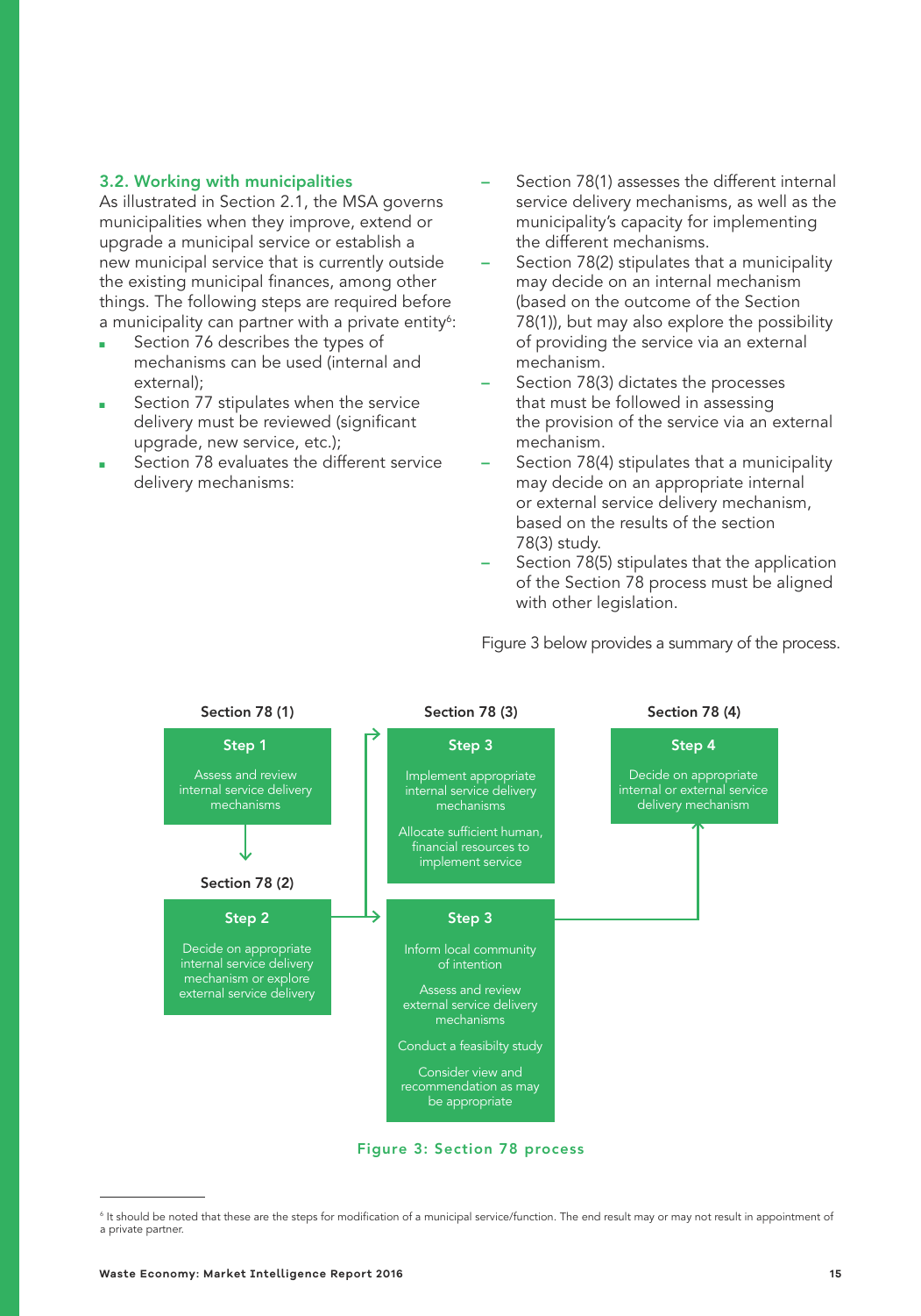### 3.2. Working with municipalities

As illustrated in Section 2.1, the MSA governs municipalities when they improve, extend or upgrade a municipal service or establish a new municipal service that is currently outside the existing municipal finances, among other things. The following steps are required before a municipality can partner with a private entity[6]:

- Section 76 describes the types of mechanisms can be used (internal and external);
- Section 77 stipulates when the service delivery must be reviewed (significant upgrade, new service, etc.);
- Section 78 evaluates the different service delivery mechanisms:
  - Section 78(1) assesses the different internal service delivery mechanisms, as well as the municipality's capacity for implementing the different mechanisms.
  - Section 78(2) stipulates that a municipality may decide on an internal mechanism (based on the outcome of the Section 78(1)), but may also explore the possibility of providing the service via an external mechanism.
  - Section 78(3) dictates the processes that must be followed in assessing the provision of the service via an external mechanism.
  - Section 78(4) stipulates that a municipality may decide on an appropriate internal or external service delivery mechanism, based on the results of the section 78(3) study.
  - Section 78(5) stipulates that the application of the Section 78 process must be aligned with other legislation.

Figure 3 below provides a summary of the process.

**Section 78 (1)**

**Step 1**
Assess and review internal service delivery mechanisms

**Section 78 (2)**

**Step 2**
Decide on appropriate internal service delivery mechanism or explore external service delivery

**Section 78 (3)**

**Step 3**
Implement appropriate internal service delivery mechanisms

Allocate sufficient human, financial resources to implement service

**Step 3**
Inform local community of intention

Assess and review external service delivery mechanisms

Conduct a feasibilty study

Consider view and recommendation as may be appropriate

**Section 78 (4)**

**Step 4**
Decide on appropriate internal or external service delivery mechanism

Figure 3: Section 78 process

[6] It should be noted that these are the steps for modification of a municipal service/function. The end result may or may not result in appointment of a private partner.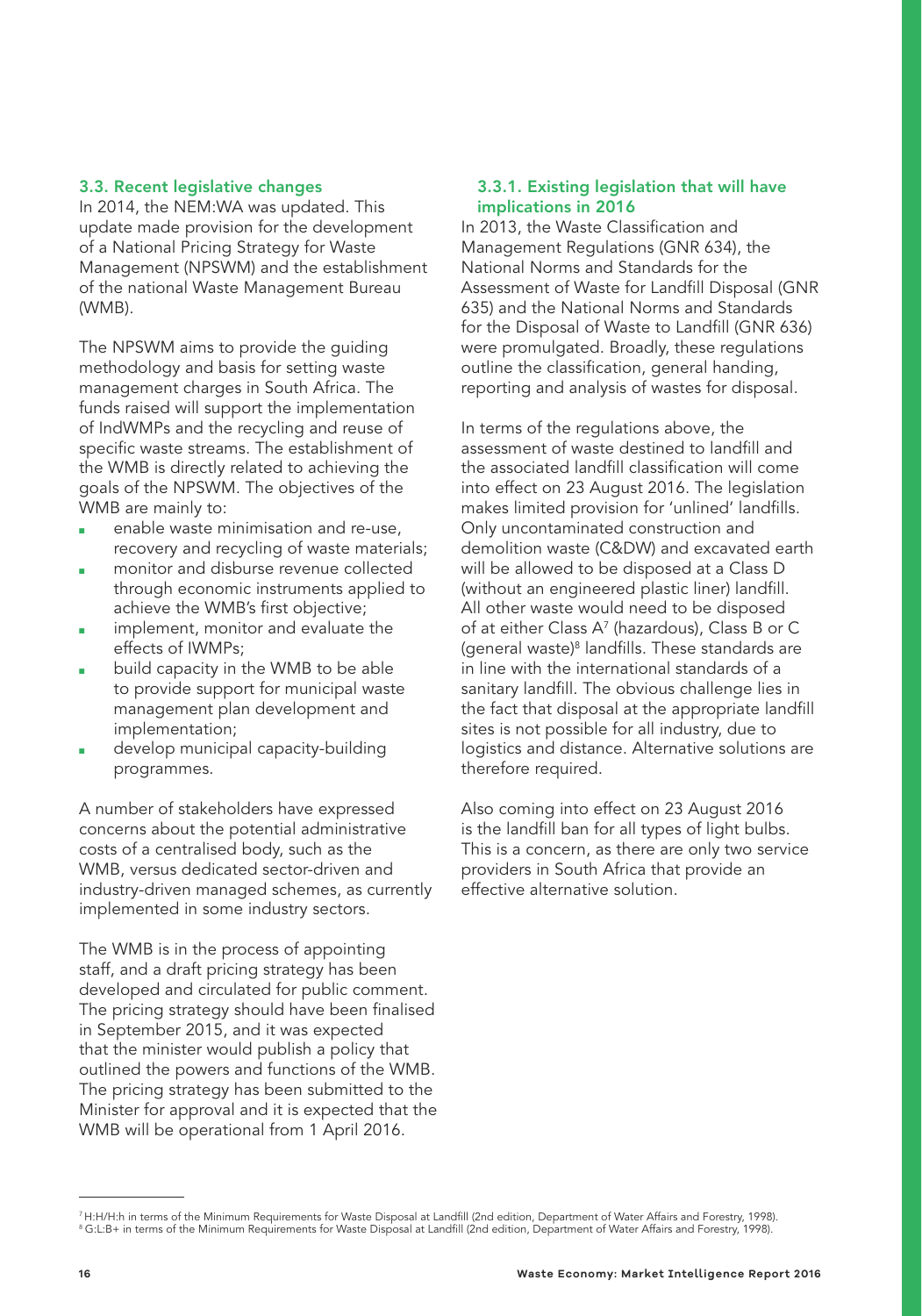## 3.3. Recent legislative changes

In 2014, the NEM:WA was updated. This update made provision for the development of a National Pricing Strategy for Waste Management (NPSWM) and the establishment of the national Waste Management Bureau (WMB).

The NPSWM aims to provide the guiding methodology and basis for setting waste management charges in South Africa. The funds raised will support the implementation of IndWMPs and the recycling and reuse of specific waste streams. The establishment of the WMB is directly related to achieving the goals of the NPSWM. The objectives of the WMB are mainly to:

- enable waste minimisation and re-use, recovery and recycling of waste materials;
- monitor and disburse revenue collected through economic instruments applied to achieve the WMB's first objective;
- implement, monitor and evaluate the effects of IWMPs;
- build capacity in the WMB to be able to provide support for municipal waste management plan development and implementation;
- develop municipal capacity-building programmes.

A number of stakeholders have expressed concerns about the potential administrative costs of a centralised body, such as the WMB, versus dedicated sector-driven and industry-driven managed schemes, as currently implemented in some industry sectors.

The WMB is in the process of appointing staff, and a draft pricing strategy has been developed and circulated for public comment. The pricing strategy should have been finalised in September 2015, and it was expected that the minister would publish a policy that outlined the powers and functions of the WMB. The pricing strategy has been submitted to the Minister for approval and it is expected that the WMB will be operational from 1 April 2016.

### 3.3.1. Existing legislation that will have implications in 2016

In 2013, the Waste Classification and Management Regulations (GNR 634), the National Norms and Standards for the Assessment of Waste for Landfill Disposal (GNR 635) and the National Norms and Standards for the Disposal of Waste to Landfill (GNR 636) were promulgated. Broadly, these regulations outline the classification, general handing, reporting and analysis of wastes for disposal.

In terms of the regulations above, the assessment of waste destined to landfill and the associated landfill classification will come into effect on 23 August 2016. The legislation makes limited provision for 'unlined' landfills. Only uncontaminated construction and demolition waste (C&DW) and excavated earth will be allowed to be disposed at a Class D (without an engineered plastic liner) landfill. All other waste would need to be disposed of at either Class A[7] (hazardous), Class B or C (general waste)[8] landfills. These standards are in line with the international standards of a sanitary landfill. The obvious challenge lies in the fact that disposal at the appropriate landfill sites is not possible for all industry, due to logistics and distance. Alternative solutions are therefore required.

Also coming into effect on 23 August 2016 is the landfill ban for all types of light bulbs. This is a concern, as there are only two service providers in South Africa that provide an effective alternative solution.

---

[7] H:H/H:h in terms of the Minimum Requirements for Waste Disposal at Landfill (2nd edition, Department of Water Affairs and Forestry, 1998).

[8] G:L:B+ in terms of the Minimum Requirements for Waste Disposal at Landfill (2nd edition, Department of Water Affairs and Forestry, 1998).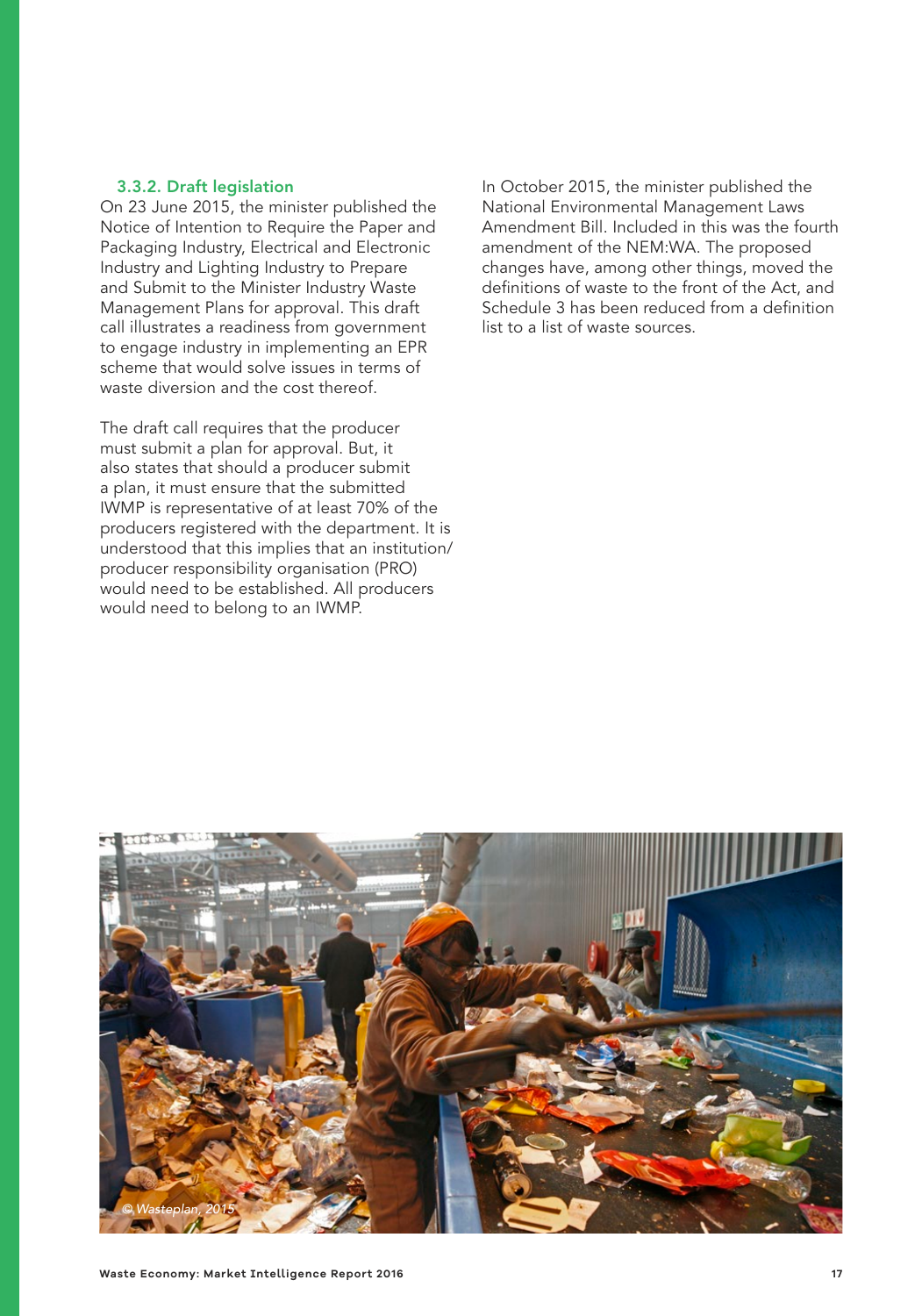### 3.3.2. Draft legislation

On 23 June 2015, the minister published the Notice of Intention to Require the Paper and Packaging Industry, Electrical and Electronic Industry and Lighting Industry to Prepare and Submit to the Minister Industry Waste Management Plans for approval. This draft call illustrates a readiness from government to engage industry in implementing an EPR scheme that would solve issues in terms of waste diversion and the cost thereof.

The draft call requires that the producer must submit a plan for approval. But, it also states that should a producer submit a plan, it must ensure that the submitted IWMP is representative of at least 70% of the producers registered with the department. It is understood that this implies that an institution/ producer responsibility organisation (PRO) would need to be established. All producers would need to belong to an IWMP.

In October 2015, the minister published the National Environmental Management Laws Amendment Bill. Included in this was the fourth amendment of the NEM:WA. The proposed changes have, among other things, moved the definitions of waste to the front of the Act, and Schedule 3 has been reduced from a definition list to a list of waste sources.

© Wasteplan, 2015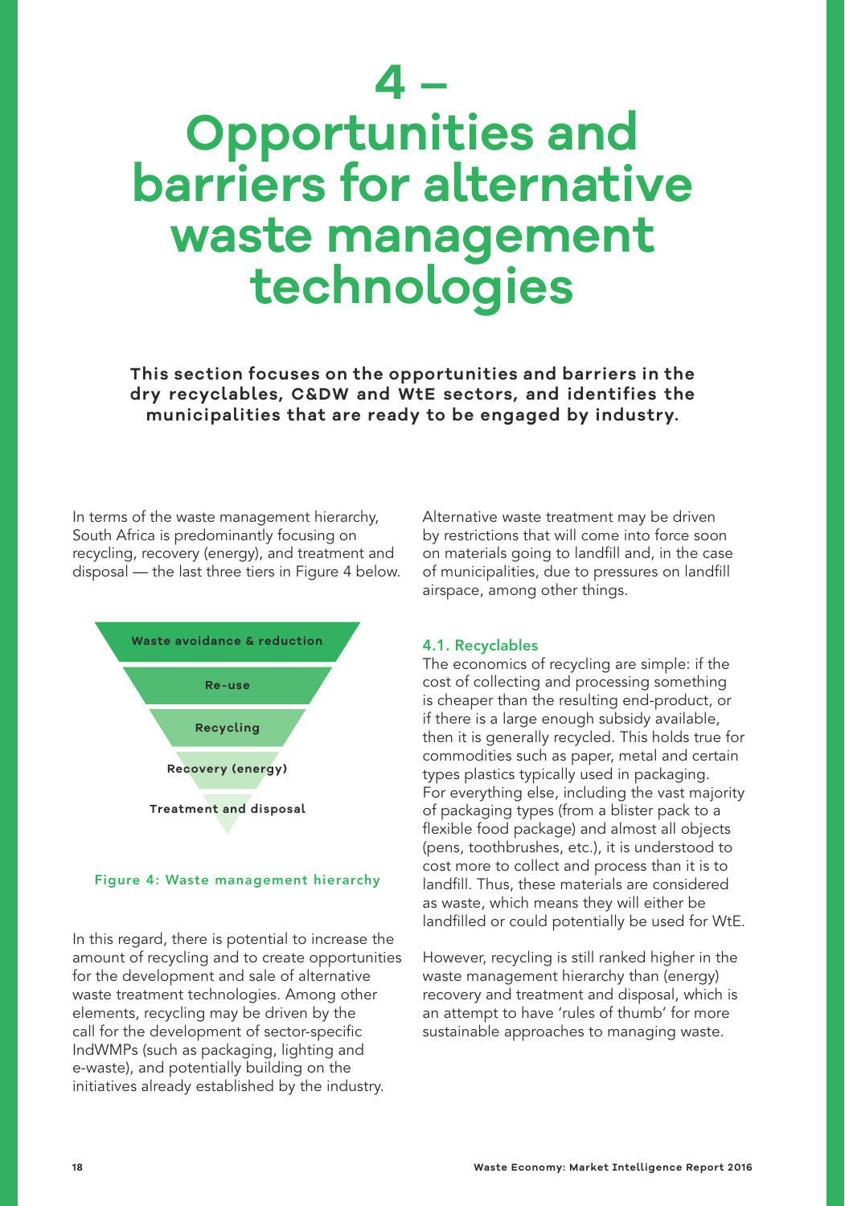# 4 – Opportunities and barriers for alternative waste management technologies

**This section focuses on the opportunities and barriers in the dry recyclables, C&DW and WtE sectors, and identifies the municipalities that are ready to be engaged by industry.**

In terms of the waste management hierarchy, South Africa is predominantly focusing on recycling, recovery (energy), and treatment and disposal — the last three tiers in Figure 4 below.

- Waste avoidance & reduction
- Re-use
- Recycling
- Recovery (energy)
- Treatment and disposal

Figure 4: Waste management hierarchy

In this regard, there is potential to increase the amount of recycling and to create opportunities for the development and sale of alternative waste treatment technologies. Among other elements, recycling may be driven by the call for the development of sector-specific IndWMPs (such as packaging, lighting and e-waste), and potentially building on the initiatives already established by the industry.

Alternative waste treatment may be driven by restrictions that will come into force soon on materials going to landfill and, in the case of municipalities, due to pressures on landfill airspace, among other things.

## 4.1. Recyclables

The economics of recycling are simple: if the cost of collecting and processing something is cheaper than the resulting end-product, or if there is a large enough subsidy available, then it is generally recycled. This holds true for commodities such as paper, metal and certain types plastics typically used in packaging. For everything else, including the vast majority of packaging types (from a blister pack to a flexible food package) and almost all objects (pens, toothbrushes, etc.), it is understood to cost more to collect and process than it is to landfill. Thus, these materials are considered as waste, which means they will either be landfilled or could potentially be used for WtE.

However, recycling is still ranked higher in the waste management hierarchy than (energy) recovery and treatment and disposal, which is an attempt to have 'rules of thumb' for more sustainable approaches to managing waste.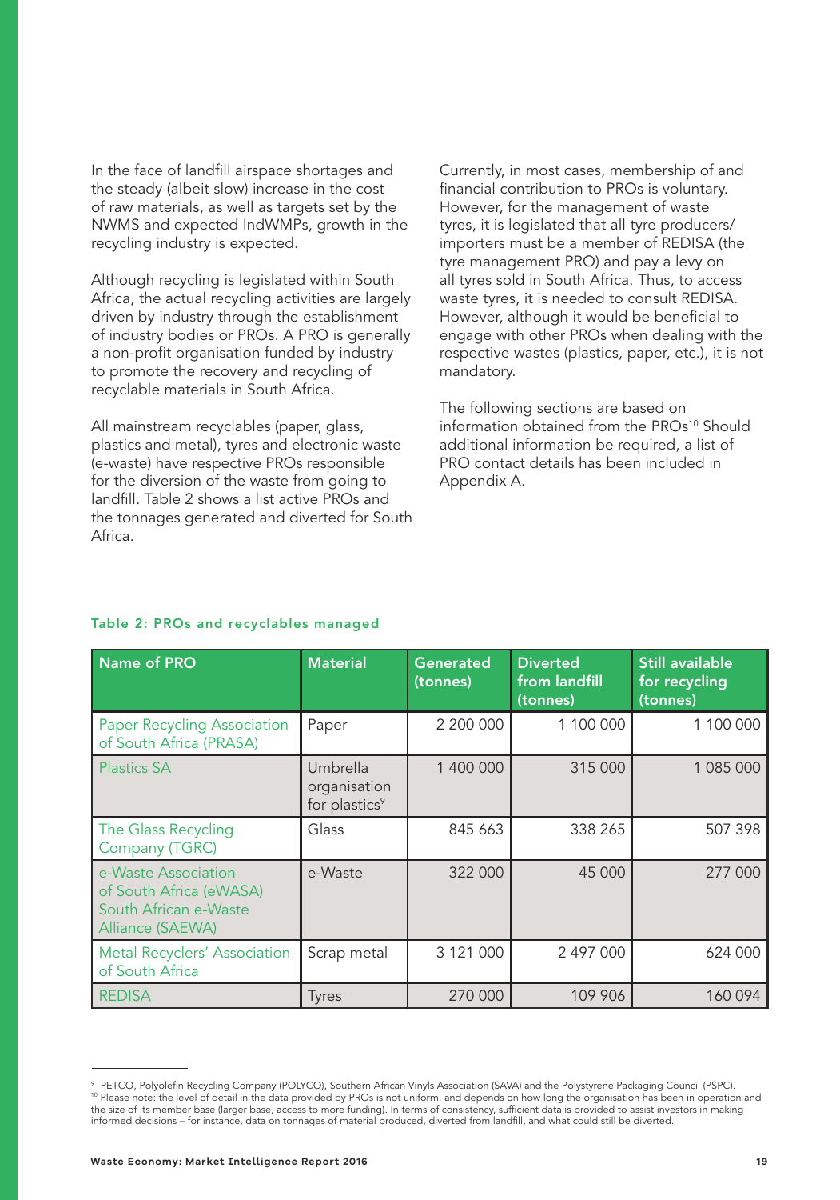In the face of landfill airspace shortages and the steady (albeit slow) increase in the cost of raw materials, as well as targets set by the NWMS and expected IndWMPs, growth in the recycling industry is expected.

Although recycling is legislated within South Africa, the actual recycling activities are largely driven by industry through the establishment of industry bodies or PROs. A PRO is generally a non-profit organisation funded by industry to promote the recovery and recycling of recyclable materials in South Africa.

All mainstream recyclables (paper, glass, plastics and metal), tyres and electronic waste (e-waste) have respective PROs responsible for the diversion of the waste from going to landfill. Table 2 shows a list active PROs and the tonnages generated and diverted for South Africa.

Currently, in most cases, membership of and financial contribution to PROs is voluntary. However, for the management of waste tyres, it is legislated that all tyre producers/importers must be a member of REDISA (the tyre management PRO) and pay a levy on all tyres sold in South Africa. Thus, to access waste tyres, it is needed to consult REDISA. However, although it would be beneficial to engage with other PROs when dealing with the respective wastes (plastics, paper, etc.), it is not mandatory.

The following sections are based on information obtained from the PROs[10] Should additional information be required, a list of PRO contact details has been included in Appendix A.

**Table 2: PROs and recyclables managed**

| Name of PRO | Material | Generated (tonnes) | Diverted from landfill (tonnes) | Still available for recycling (tonnes) |
|---|---|---|---|---|
| Paper Recycling Association of South Africa (PRASA) | Paper | 2 200 000 | 1 100 000 | 1 100 000 |
| Plastics SA | Umbrella organisation for plastics[9] | 1 400 000 | 315 000 | 1 085 000 |
| The Glass Recycling Company (TGRC) | Glass | 845 663 | 338 265 | 507 398 |
| e-Waste Association of South Africa (eWASA) South African e-Waste Alliance (SAEWA) | e-Waste | 322 000 | 45 000 | 277 000 |
| Metal Recyclers' Association of South Africa | Scrap metal | 3 121 000 | 2 497 000 | 624 000 |
| REDISA | Tyres | 270 000 | 109 906 | 160 094 |

[9] PETCO, Polyolefin Recycling Company (POLYCO), Southern African Vinyls Association (SAVA) and the Polystyrene Packaging Council (PSPC).

[10] Please note: the level of detail in the data provided by PROs is not uniform, and depends on how long the organisation has been in operation and the size of its member base (larger base, access to more funding). In terms of consistency, sufficient data is provided to assist investors in making informed decisions – for instance, data on tonnages of material produced, diverted from landfill, and what could still be diverted.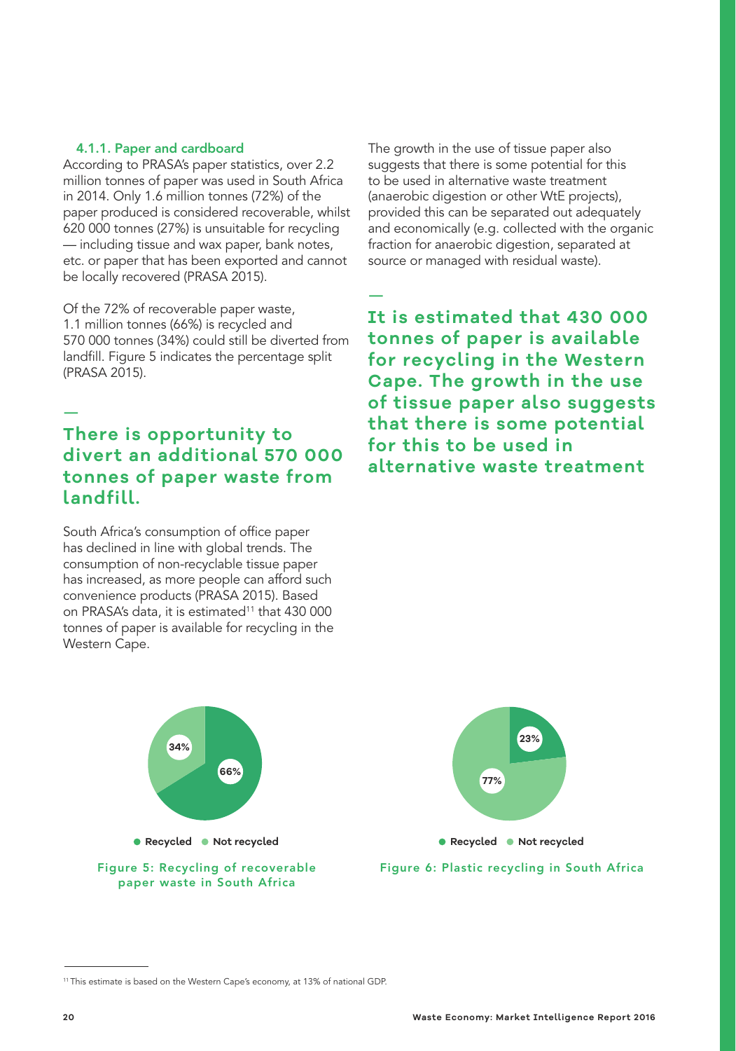#### 4.1.1. Paper and cardboard

According to PRASA's paper statistics, over 2.2 million tonnes of paper was used in South Africa in 2014. Only 1.6 million tonnes (72%) of the paper produced is considered recoverable, whilst 620 000 tonnes (27%) is unsuitable for recycling — including tissue and wax paper, bank notes, etc. or paper that has been exported and cannot be locally recovered (PRASA 2015).

Of the 72% of recoverable paper waste, 1.1 million tonnes (66%) is recycled and 570 000 tonnes (34%) could still be diverted from landfill. Figure 5 indicates the percentage split (PRASA 2015).

—

**There is opportunity to divert an additional 570 000 tonnes of paper waste from landfill.**

South Africa's consumption of office paper has declined in line with global trends. The consumption of non-recyclable tissue paper has increased, as more people can afford such convenience products (PRASA 2015). Based on PRASA's data, it is estimated[11] that 430 000 tonnes of paper is available for recycling in the Western Cape.

The growth in the use of tissue paper also suggests that there is some potential for this to be used in alternative waste treatment (anaerobic digestion or other WtE projects), provided this can be separated out adequately and economically (e.g. collected with the organic fraction for anaerobic digestion, separated at source or managed with residual waste).

—

**It is estimated that 430 000 tonnes of paper is available for recycling in the Western Cape. The growth in the use of tissue paper also suggests that there is some potential for this to be used in alternative waste treatment**

34%
66%

● Recycled ● Not recycled

Figure 5: Recycling of recoverable paper waste in South Africa

23%
77%

● Recycled ● Not recycled

Figure 6: Plastic recycling in South Africa

[11] This estimate is based on the Western Cape's economy, at 13% of national GDP.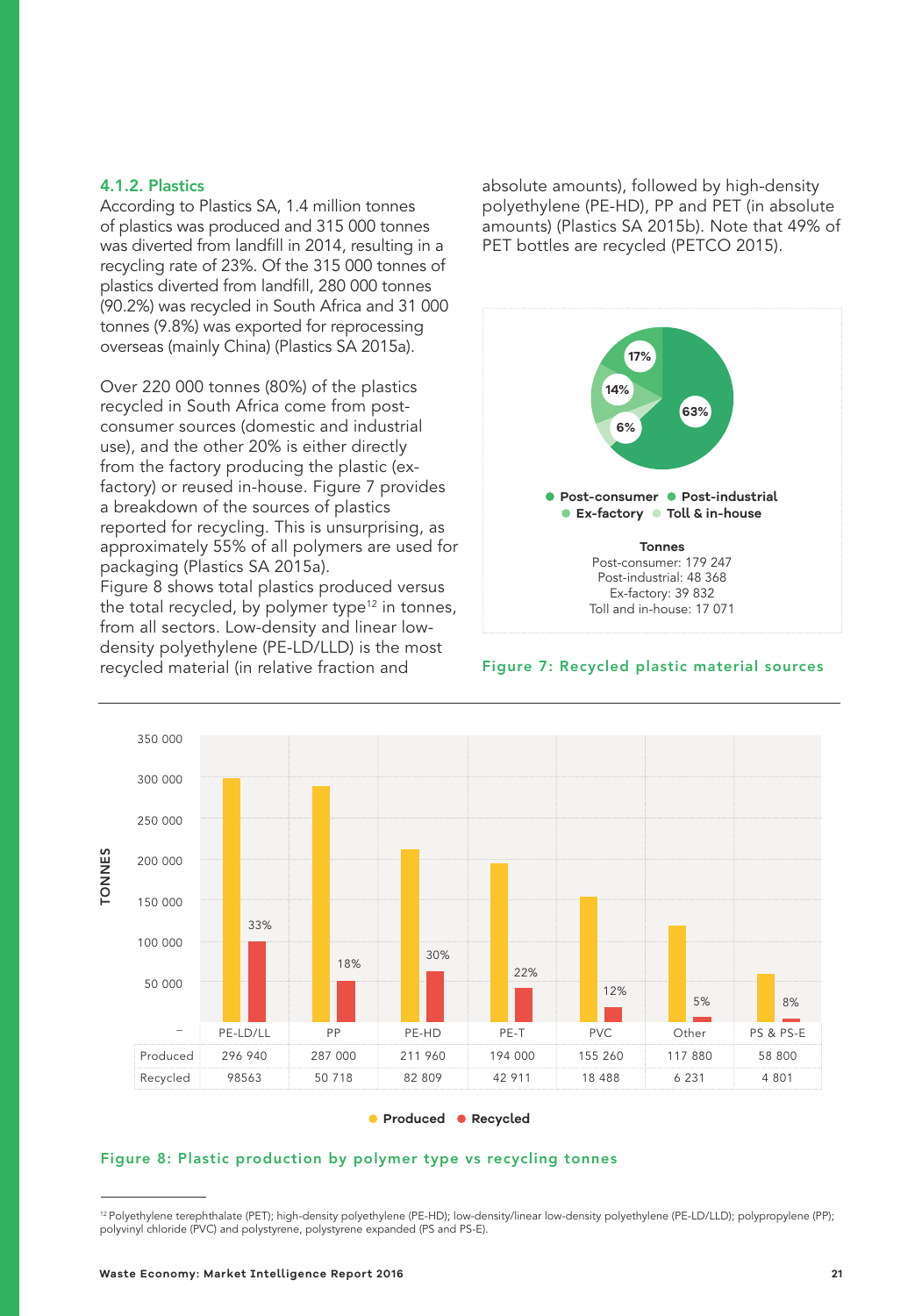### 4.1.2. Plastics

According to Plastics SA, 1.4 million tonnes of plastics was produced and 315 000 tonnes was diverted from landfill in 2014, resulting in a recycling rate of 23%. Of the 315 000 tonnes of plastics diverted from landfill, 280 000 tonnes (90.2%) was recycled in South Africa and 31 000 tonnes (9.8%) was exported for reprocessing overseas (mainly China) (Plastics SA 2015a).

Over 220 000 tonnes (80%) of the plastics recycled in South Africa come from post-consumer sources (domestic and industrial use), and the other 20% is either directly from the factory producing the plastic (ex-factory) or reused in-house. Figure 7 provides a breakdown of the sources of plastics reported for recycling. This is unsurprising, as approximately 55% of all polymers are used for packaging (Plastics SA 2015a).

Figure 8 shows total plastics produced versus the total recycled, by polymer type[12] in tonnes, from all sectors. Low-density and linear low-density polyethylene (PE-LD/LLD) is the most recycled material (in relative fraction and absolute amounts), followed by high-density polyethylene (PE-HD), PP and PET (in absolute amounts) (Plastics SA 2015b). Note that 49% of PET bottles are recycled (PETCO 2015).

- Post-consumer: 63%
- Post-industrial: 17%
- Ex-factory: 14%
- Toll & in-house: 6%

**Tonnes**
Post-consumer: 179 247
Post-industrial: 48 368
Ex-factory: 39 832
Toll and in-house: 17 071

Figure 7: Recycled plastic material sources

| | PE-LD/LL | PP | PE-HD | PE-T | PVC | Other | PS & PS-E |
|---|---|---|---|---|---|---|---|
| Produced | 296 940 | 287 000 | 211 960 | 194 000 | 155 260 | 117 880 | 58 800 |
| Recycled | 98563 | 50 718 | 82 809 | 42 911 | 18 488 | 6 231 | 4 801 |
| % recycled | 33% | 18% | 30% | 22% | 12% | 5% | 8% |

Figure 8: Plastic production by polymer type vs recycling tonnes

[12] Polyethylene terephthalate (PET); high-density polyethylene (PE-HD); low-density/linear low-density polyethylene (PE-LD/LLD); polypropylene (PP); polyvinyl chloride (PVC) and polystyrene, polystyrene expanded (PS and PS-E).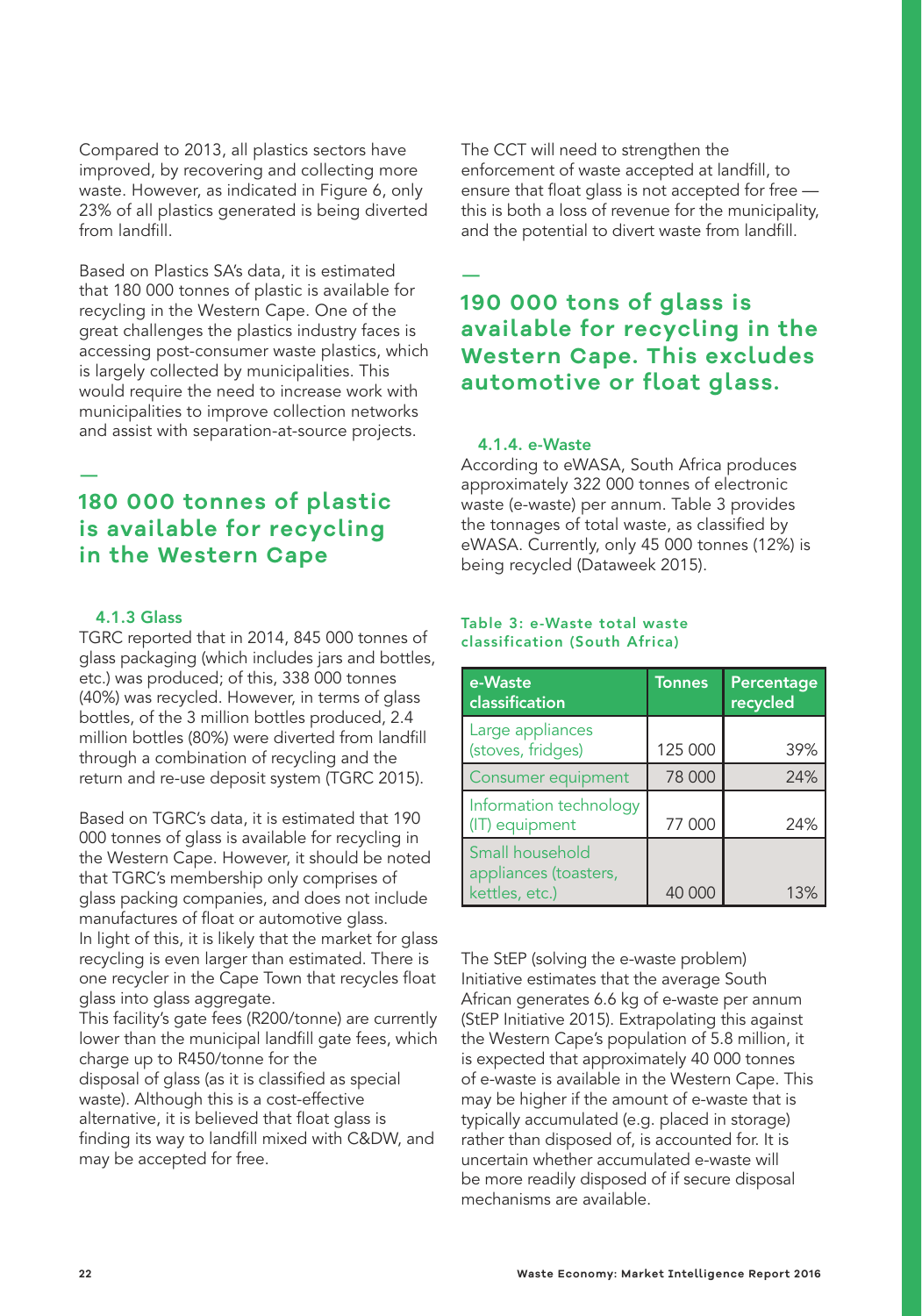Compared to 2013, all plastics sectors have improved, by recovering and collecting more waste. However, as indicated in Figure 6, only 23% of all plastics generated is being diverted from landfill.

Based on Plastics SA's data, it is estimated that 180 000 tonnes of plastic is available for recycling in the Western Cape. One of the great challenges the plastics industry faces is accessing post-consumer waste plastics, which is largely collected by municipalities. This would require the need to increase work with municipalities to improve collection networks and assist with separation-at-source projects.

—

**180 000 tonnes of plastic is available for recycling in the Western Cape**

### 4.1.3 Glass

TGRC reported that in 2014, 845 000 tonnes of glass packaging (which includes jars and bottles, etc.) was produced; of this, 338 000 tonnes (40%) was recycled. However, in terms of glass bottles, of the 3 million bottles produced, 2.4 million bottles (80%) were diverted from landfill through a combination of recycling and the return and re-use deposit system (TGRC 2015).

Based on TGRC's data, it is estimated that 190 000 tonnes of glass is available for recycling in the Western Cape. However, it should be noted that TGRC's membership only comprises of glass packing companies, and does not include manufactures of float or automotive glass. In light of this, it is likely that the market for glass recycling is even larger than estimated. There is one recycler in the Cape Town that recycles float glass into glass aggregate.
This facility's gate fees (R200/tonne) are currently lower than the municipal landfill gate fees, which charge up to R450/tonne for the disposal of glass (as it is classified as special waste). Although this is a cost-effective alternative, it is believed that float glass is finding its way to landfill mixed with C&DW, and may be accepted for free.

The CCT will need to strengthen the enforcement of waste accepted at landfill, to ensure that float glass is not accepted for free — this is both a loss of revenue for the municipality, and the potential to divert waste from landfill.

—

**190 000 tons of glass is available for recycling in the Western Cape. This excludes automotive or float glass.**

### 4.1.4. e-Waste

According to eWASA, South Africa produces approximately 322 000 tonnes of electronic waste (e-waste) per annum. Table 3 provides the tonnages of total waste, as classified by eWASA. Currently, only 45 000 tonnes (12%) is being recycled (Dataweek 2015).

**Table 3: e-Waste total waste classification (South Africa)**

| e-Waste classification | Tonnes | Percentage recycled |
|---|---|---|
| Large appliances (stoves, fridges) | 125 000 | 39% |
| Consumer equipment | 78 000 | 24% |
| Information technology (IT) equipment | 77 000 | 24% |
| Small household appliances (toasters, kettles, etc.) | 40 000 | 13% |

The StEP (solving the e-waste problem) Initiative estimates that the average South African generates 6.6 kg of e-waste per annum (StEP Initiative 2015). Extrapolating this against the Western Cape's population of 5.8 million, it is expected that approximately 40 000 tonnes of e-waste is available in the Western Cape. This may be higher if the amount of e-waste that is typically accumulated (e.g. placed in storage) rather than disposed of, is accounted for. It is uncertain whether accumulated e-waste will be more readily disposed of if secure disposal mechanisms are available.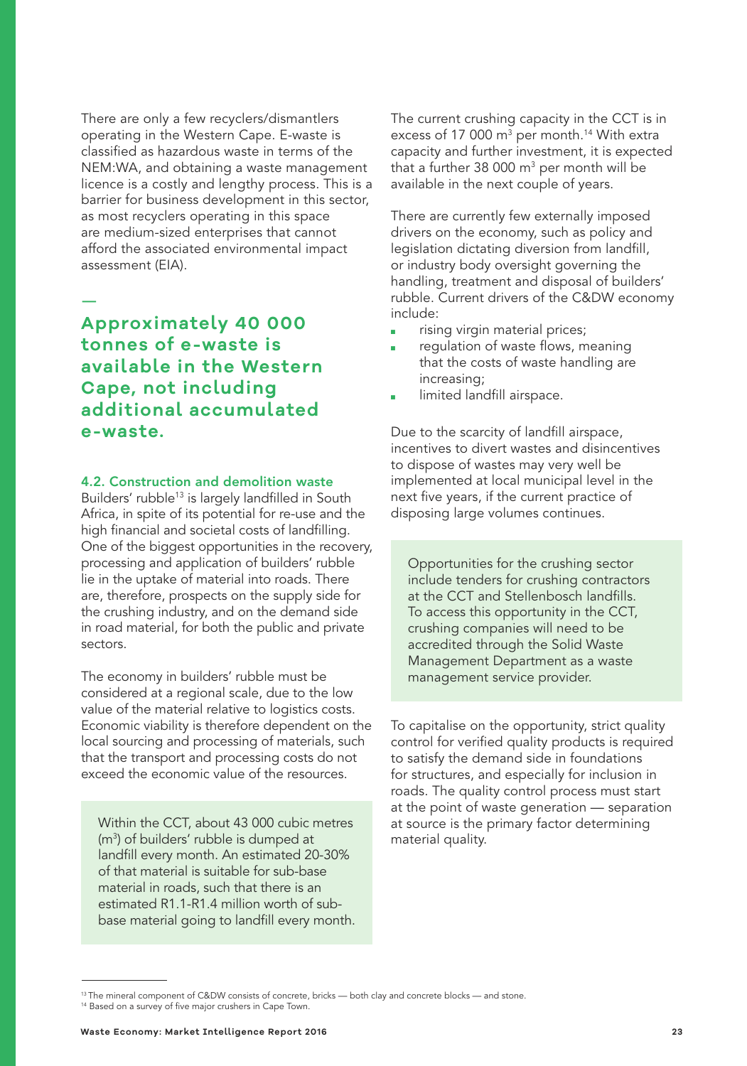There are only a few recyclers/dismantlers operating in the Western Cape. E-waste is classified as hazardous waste in terms of the NEM:WA, and obtaining a waste management licence is a costly and lengthy process. This is a barrier for business development in this sector, as most recyclers operating in this space are medium-sized enterprises that cannot afford the associated environmental impact assessment (EIA).

**Approximately 40 000 tonnes of e-waste is available in the Western Cape, not including additional accumulated e-waste.**

### 4.2. Construction and demolition waste

Builders' rubble[13] is largely landfilled in South Africa, in spite of its potential for re-use and the high financial and societal costs of landfilling. One of the biggest opportunities in the recovery, processing and application of builders' rubble lie in the uptake of material into roads. There are, therefore, prospects on the supply side for the crushing industry, and on the demand side in road material, for both the public and private sectors.

The economy in builders' rubble must be considered at a regional scale, due to the low value of the material relative to logistics costs. Economic viability is therefore dependent on the local sourcing and processing of materials, such that the transport and processing costs do not exceed the economic value of the resources.

> Within the CCT, about 43 000 cubic metres ($m^3$) of builders' rubble is dumped at landfill every month. An estimated 20-30% of that material is suitable for sub-base material in roads, such that there is an estimated R1.1-R1.4 million worth of sub-base material going to landfill every month.

The current crushing capacity in the CCT is in excess of 17 000 $m^3$ per month.[14] With extra capacity and further investment, it is expected that a further 38 000 $m^3$ per month will be available in the next couple of years.

There are currently few externally imposed drivers on the economy, such as policy and legislation dictating diversion from landfill, or industry body oversight governing the handling, treatment and disposal of builders' rubble. Current drivers of the C&DW economy include:

- rising virgin material prices;
- regulation of waste flows, meaning that the costs of waste handling are increasing;
- limited landfill airspace.

Due to the scarcity of landfill airspace, incentives to divert wastes and disincentives to dispose of wastes may very well be implemented at local municipal level in the next five years, if the current practice of disposing large volumes continues.

> Opportunities for the crushing sector include tenders for crushing contractors at the CCT and Stellenbosch landfills. To access this opportunity in the CCT, crushing companies will need to be accredited through the Solid Waste Management Department as a waste management service provider.

To capitalise on the opportunity, strict quality control for verified quality products is required to satisfy the demand side in foundations for structures, and especially for inclusion in roads. The quality control process must start at the point of waste generation — separation at source is the primary factor determining material quality.

---

[13] The mineral component of C&DW consists of concrete, bricks — both clay and concrete blocks — and stone.

[14] Based on a survey of five major crushers in Cape Town.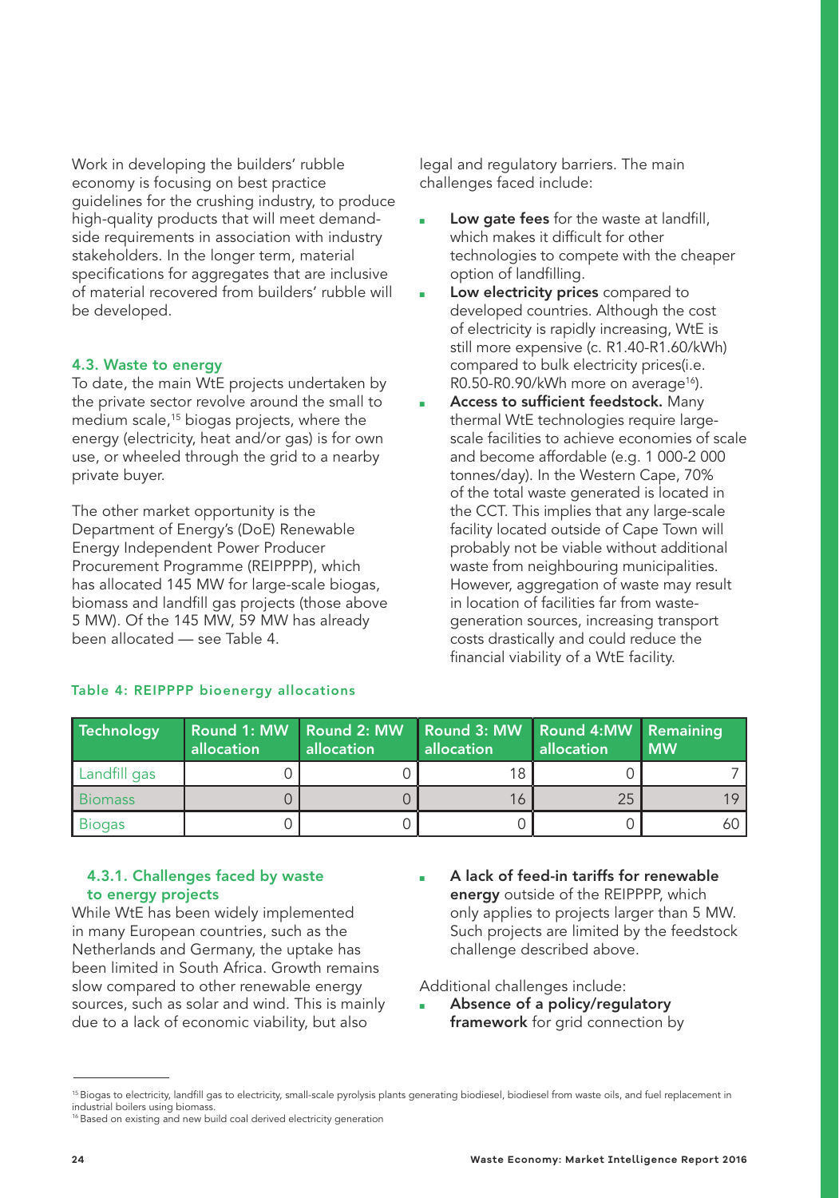Work in developing the builders' rubble economy is focusing on best practice guidelines for the crushing industry, to produce high-quality products that will meet demand-side requirements in association with industry stakeholders. In the longer term, material specifications for aggregates that are inclusive of material recovered from builders' rubble will be developed.

### 4.3. Waste to energy

To date, the main WtE projects undertaken by the private sector revolve around the small to medium scale,[15] biogas projects, where the energy (electricity, heat and/or gas) is for own use, or wheeled through the grid to a nearby private buyer.

The other market opportunity is the Department of Energy's (DoE) Renewable Energy Independent Power Producer Procurement Programme (REIPPPP), which has allocated 145 MW for large-scale biogas, biomass and landfill gas projects (those above 5 MW). Of the 145 MW, 59 MW has already been allocated — see Table 4.

**Table 4: REIPPPP bioenergy allocations**

| Technology | Round 1: MW allocation | Round 2: MW allocation | Round 3: MW allocation | Round 4:MW allocation | Remaining MW |
|---|---|---|---|---|---|
| Landfill gas | 0 | 0 | 18 | 0 | 7 |
| Biomass | 0 | 0 | 16 | 25 | 19 |
| Biogas | 0 | 0 | 0 | 0 | 60 |

#### 4.3.1. Challenges faced by waste to energy projects

While WtE has been widely implemented in many European countries, such as the Netherlands and Germany, the uptake has been limited in South Africa. Growth remains slow compared to other renewable energy sources, such as solar and wind. This is mainly due to a lack of economic viability, but also legal and regulatory barriers. The main challenges faced include:

- **Low gate fees** for the waste at landfill, which makes it difficult for other technologies to compete with the cheaper option of landfilling.
- **Low electricity prices** compared to developed countries. Although the cost of electricity is rapidly increasing, WtE is still more expensive (c. R1.40-R1.60/kWh) compared to bulk electricity prices(i.e. R0.50-R0.90/kWh more on average[16]).
- **Access to sufficient feedstock.** Many thermal WtE technologies require large-scale facilities to achieve economies of scale and become affordable (e.g. 1 000-2 000 tonnes/day). In the Western Cape, 70% of the total waste generated is located in the CCT. This implies that any large-scale facility located outside of Cape Town will probably not be viable without additional waste from neighbouring municipalities. However, aggregation of waste may result in location of facilities far from waste-generation sources, increasing transport costs drastically and could reduce the financial viability of a WtE facility.
- **A lack of feed-in tariffs for renewable energy** outside of the REIPPPP, which only applies to projects larger than 5 MW. Such projects are limited by the feedstock challenge described above.

Additional challenges include:

- **Absence of a policy/regulatory framework** for grid connection by

---

[15] Biogas to electricity, landfill gas to electricity, small-scale pyrolysis plants generating biodiesel, biodiesel from waste oils, and fuel replacement in industrial boilers using biomass.

[16] Based on existing and new build coal derived electricity generation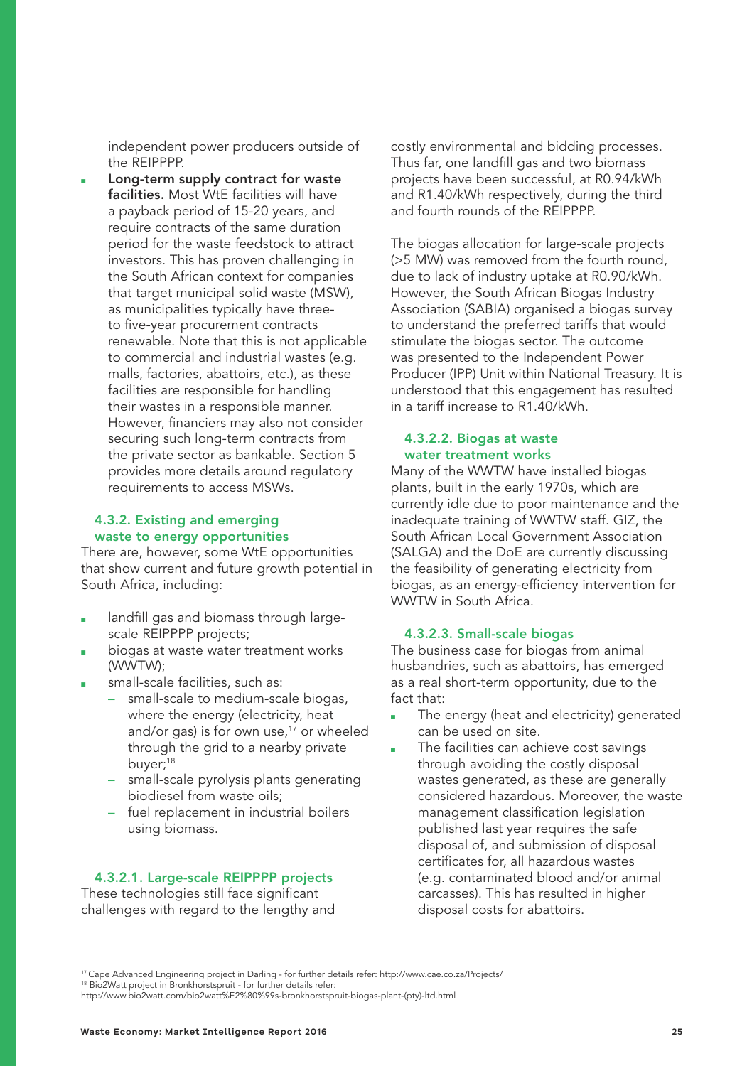independent power producers outside of the REIPPPP.

- **Long-term supply contract for waste facilities.** Most WtE facilities will have a payback period of 15-20 years, and require contracts of the same duration period for the waste feedstock to attract investors. This has proven challenging in the South African context for companies that target municipal solid waste (MSW), as municipalities typically have three- to five-year procurement contracts renewable. Note that this is not applicable to commercial and industrial wastes (e.g. malls, factories, abattoirs, etc.), as these facilities are responsible for handling their wastes in a responsible manner. However, financiers may also not consider securing such long-term contracts from the private sector as bankable. Section 5 provides more details around regulatory requirements to access MSWs.

### 4.3.2. Existing and emerging waste to energy opportunities

There are, however, some WtE opportunities that show current and future growth potential in South Africa, including:

- landfill gas and biomass through large-scale REIPPPP projects;
- biogas at waste water treatment works (WWTW);
- small-scale facilities, such as:
  - small-scale to medium-scale biogas, where the energy (electricity, heat and/or gas) is for own use,[17] or wheeled through the grid to a nearby private buyer;[18]
  - small-scale pyrolysis plants generating biodiesel from waste oils;
  - fuel replacement in industrial boilers using biomass.

#### 4.3.2.1. Large-scale REIPPPP projects

These technologies still face significant challenges with regard to the lengthy and costly environmental and bidding processes. Thus far, one landfill gas and two biomass projects have been successful, at R0.94/kWh and R1.40/kWh respectively, during the third and fourth rounds of the REIPPPP.

The biogas allocation for large-scale projects (>5 MW) was removed from the fourth round, due to lack of industry uptake at R0.90/kWh. However, the South African Biogas Industry Association (SABIA) organised a biogas survey to understand the preferred tariffs that would stimulate the biogas sector. The outcome was presented to the Independent Power Producer (IPP) Unit within National Treasury. It is understood that this engagement has resulted in a tariff increase to R1.40/kWh.

#### 4.3.2.2. Biogas at waste water treatment works

Many of the WWTW have installed biogas plants, built in the early 1970s, which are currently idle due to poor maintenance and the inadequate training of WWTW staff. GIZ, the South African Local Government Association (SALGA) and the DoE are currently discussing the feasibility of generating electricity from biogas, as an energy-efficiency intervention for WWTW in South Africa.

#### 4.3.2.3. Small-scale biogas

The business case for biogas from animal husbandries, such as abattoirs, has emerged as a real short-term opportunity, due to the fact that:

- The energy (heat and electricity) generated can be used on site.
- The facilities can achieve cost savings through avoiding the costly disposal wastes generated, as these are generally considered hazardous. Moreover, the waste management classification legislation published last year requires the safe disposal of, and submission of disposal certificates for, all hazardous wastes (e.g. contaminated blood and/or animal carcasses). This has resulted in higher disposal costs for abattoirs.

---

[17] Cape Advanced Engineering project in Darling - for further details refer: http://www.cae.co.za/Projects/

[18] Bio2Watt project in Bronkhorstspruit - for further details refer: http://www.bio2watt.com/bio2watt%E2%80%99s-bronkhorstspruit-biogas-plant-(pty)-ltd.html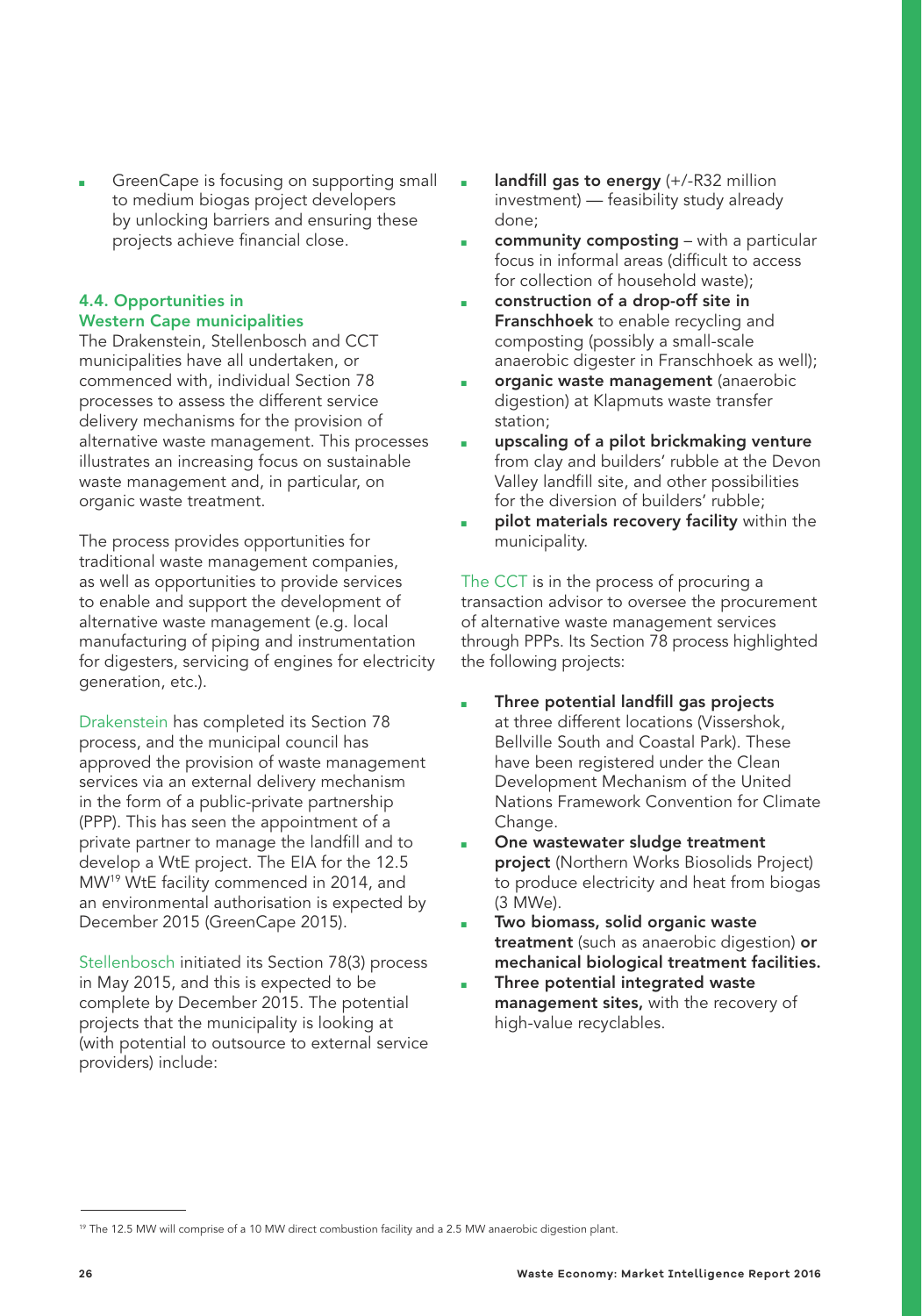- GreenCape is focusing on supporting small to medium biogas project developers by unlocking barriers and ensuring these projects achieve financial close.

### 4.4. Opportunities in Western Cape municipalities

The Drakenstein, Stellenbosch and CCT municipalities have all undertaken, or commenced with, individual Section 78 processes to assess the different service delivery mechanisms for the provision of alternative waste management. This processes illustrates an increasing focus on sustainable waste management and, in particular, on organic waste treatment.

The process provides opportunities for traditional waste management companies, as well as opportunities to provide services to enable and support the development of alternative waste management (e.g. local manufacturing of piping and instrumentation for digesters, servicing of engines for electricity generation, etc.).

Drakenstein has completed its Section 78 process, and the municipal council has approved the provision of waste management services via an external delivery mechanism in the form of a public-private partnership (PPP). This has seen the appointment of a private partner to manage the landfill and to develop a WtE project. The EIA for the 12.5 MW[19] WtE facility commenced in 2014, and an environmental authorisation is expected by December 2015 (GreenCape 2015).

Stellenbosch initiated its Section 78(3) process in May 2015, and this is expected to be complete by December 2015. The potential projects that the municipality is looking at (with potential to outsource to external service providers) include:

- **landfill gas to energy** (+/-R32 million investment) — feasibility study already done;
- **community composting** – with a particular focus in informal areas (difficult to access for collection of household waste);
- **construction of a drop-off site in Franschhoek** to enable recycling and composting (possibly a small-scale anaerobic digester in Franschhoek as well);
- **organic waste management** (anaerobic digestion) at Klapmuts waste transfer station;
- **upscaling of a pilot brickmaking venture** from clay and builders' rubble at the Devon Valley landfill site, and other possibilities for the diversion of builders' rubble;
- **pilot materials recovery facility** within the municipality.

The CCT is in the process of procuring a transaction advisor to oversee the procurement of alternative waste management services through PPPs. Its Section 78 process highlighted the following projects:

- **Three potential landfill gas projects** at three different locations (Vissershok, Bellville South and Coastal Park). These have been registered under the Clean Development Mechanism of the United Nations Framework Convention for Climate Change.
- **One wastewater sludge treatment project** (Northern Works Biosolids Project) to produce electricity and heat from biogas (3 MWe).
- **Two biomass, solid organic waste treatment** (such as anaerobic digestion) **or mechanical biological treatment facilities.**
- **Three potential integrated waste management sites,** with the recovery of high-value recyclables.

---

[19] The 12.5 MW will comprise of a 10 MW direct combustion facility and a 2.5 MW anaerobic digestion plant.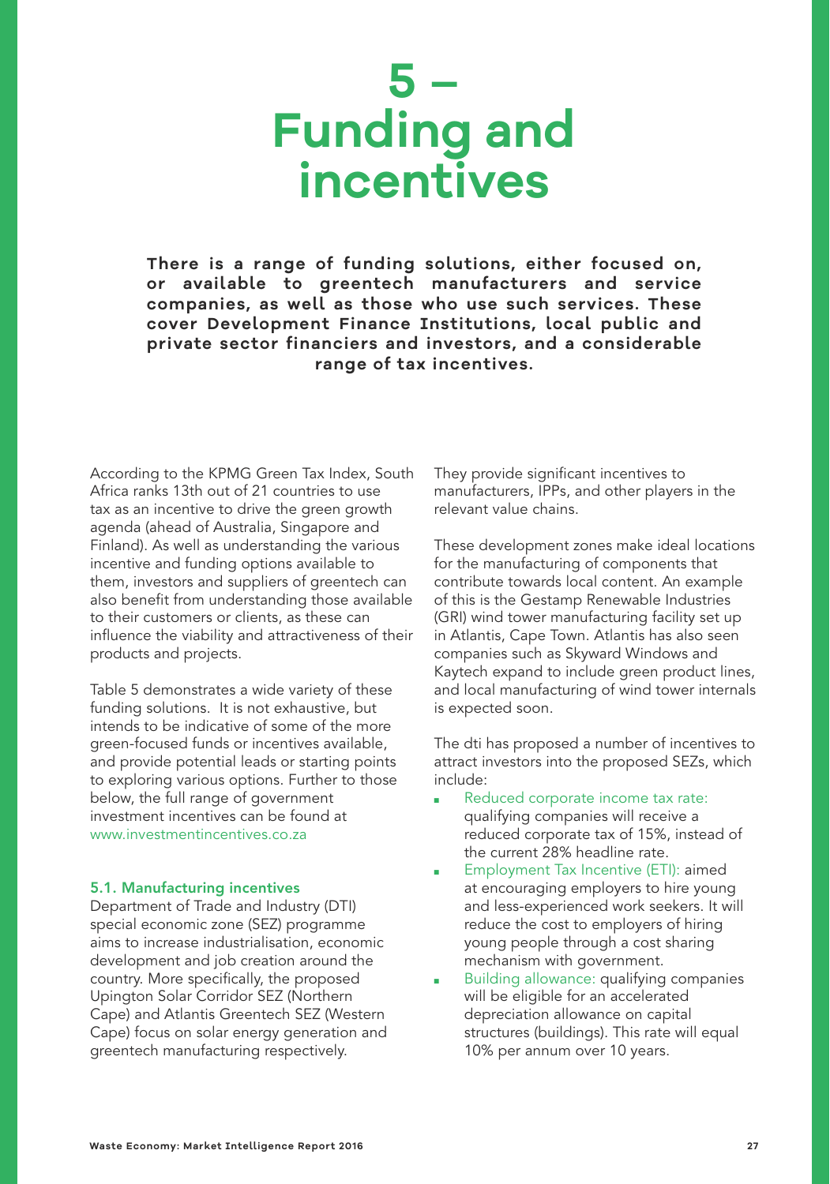# 5 – Funding and incentives

**There is a range of funding solutions, either focused on, or available to greentech manufacturers and service companies, as well as those who use such services. These cover Development Finance Institutions, local public and private sector financiers and investors, and a considerable range of tax incentives.**

According to the KPMG Green Tax Index, South Africa ranks 13th out of 21 countries to use tax as an incentive to drive the green growth agenda (ahead of Australia, Singapore and Finland). As well as understanding the various incentive and funding options available to them, investors and suppliers of greentech can also benefit from understanding those available to their customers or clients, as these can influence the viability and attractiveness of their products and projects.

Table 5 demonstrates a wide variety of these funding solutions. It is not exhaustive, but intends to be indicative of some of the more green-focused funds or incentives available, and provide potential leads or starting points to exploring various options. Further to those below, the full range of government investment incentives can be found at www.investmentincentives.co.za

## 5.1. Manufacturing incentives

Department of Trade and Industry (DTI) special economic zone (SEZ) programme aims to increase industrialisation, economic development and job creation around the country. More specifically, the proposed Upington Solar Corridor SEZ (Northern Cape) and Atlantis Greentech SEZ (Western Cape) focus on solar energy generation and greentech manufacturing respectively. They provide significant incentives to manufacturers, IPPs, and other players in the relevant value chains.

These development zones make ideal locations for the manufacturing of components that contribute towards local content. An example of this is the Gestamp Renewable Industries (GRI) wind tower manufacturing facility set up in Atlantis, Cape Town. Atlantis has also seen companies such as Skyward Windows and Kaytech expand to include green product lines, and local manufacturing of wind tower internals is expected soon.

The dti has proposed a number of incentives to attract investors into the proposed SEZs, which include:

- Reduced corporate income tax rate: qualifying companies will receive a reduced corporate tax of 15%, instead of the current 28% headline rate.
- Employment Tax Incentive (ETI): aimed at encouraging employers to hire young and less-experienced work seekers. It will reduce the cost to employers of hiring young people through a cost sharing mechanism with government.
- Building allowance: qualifying companies will be eligible for an accelerated depreciation allowance on capital structures (buildings). This rate will equal 10% per annum over 10 years.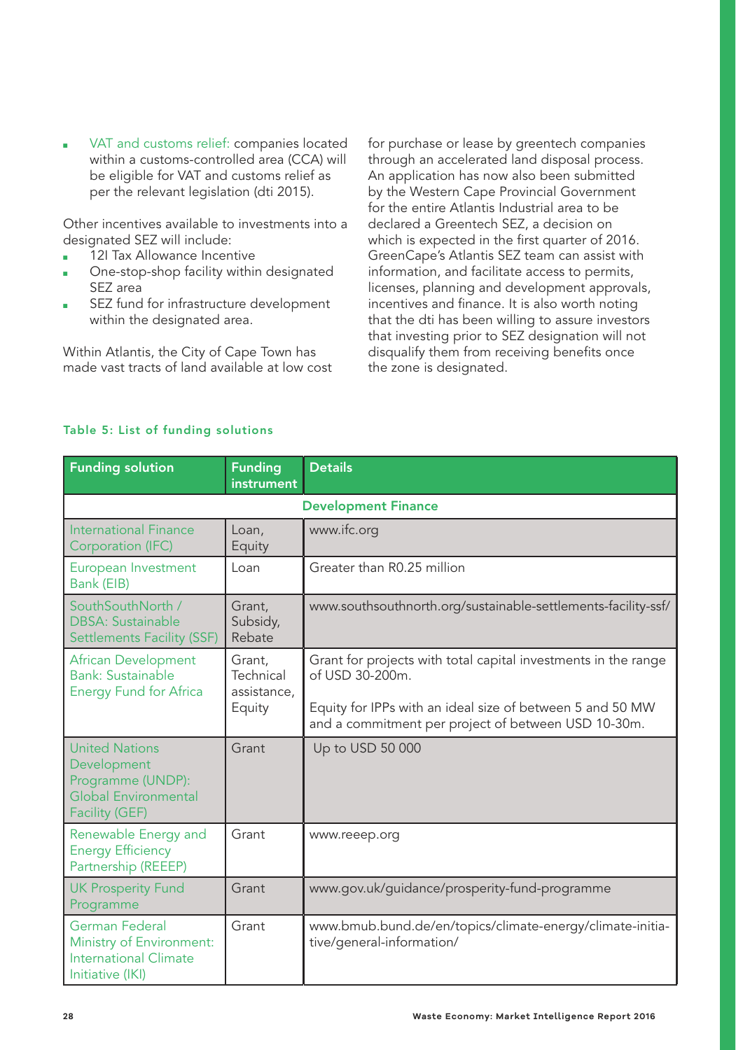- VAT and customs relief: companies located within a customs-controlled area (CCA) will be eligible for VAT and customs relief as per the relevant legislation (dti 2015).

Other incentives available to investments into a designated SEZ will include:

- 12I Tax Allowance Incentive
- One-stop-shop facility within designated SEZ area
- SEZ fund for infrastructure development within the designated area.

Within Atlantis, the City of Cape Town has made vast tracts of land available at low cost for purchase or lease by greentech companies through an accelerated land disposal process. An application has now also been submitted by the Western Cape Provincial Government for the entire Atlantis Industrial area to be declared a Greentech SEZ, a decision on which is expected in the first quarter of 2016. GreenCape's Atlantis SEZ team can assist with information, and facilitate access to permits, licenses, planning and development approvals, incentives and finance. It is also worth noting that the dti has been willing to assure investors that investing prior to SEZ designation will not disqualify them from receiving benefits once the zone is designated.

**Table 5: List of funding solutions**

| Funding solution | Funding instrument | Details |
|---|---|---|
| **Development Finance** | | |
| International Finance Corporation (IFC) | Loan, Equity | www.ifc.org |
| European Investment Bank (EIB) | Loan | Greater than R0.25 million |
| SouthSouthNorth / DBSA: Sustainable Settlements Facility (SSF) | Grant, Subsidy, Rebate | www.southsouthnorth.org/sustainable-settlements-facility-ssf/ |
| African Development Bank: Sustainable Energy Fund for Africa | Grant, Technical assistance, Equity | Grant for projects with total capital investments in the range of USD 30-200m. Equity for IPPs with an ideal size of between 5 and 50 MW and a commitment per project of between USD 10-30m. |
| United Nations Development Programme (UNDP): Global Environmental Facility (GEF) | Grant | Up to USD 50 000 |
| Renewable Energy and Energy Efficiency Partnership (REEEP) | Grant | www.reeep.org |
| UK Prosperity Fund Programme | Grant | www.gov.uk/guidance/prosperity-fund-programme |
| German Federal Ministry of Environment: International Climate Initiative (IKI) | Grant | www.bmub.bund.de/en/topics/climate-energy/climate-initiative/general-information/ |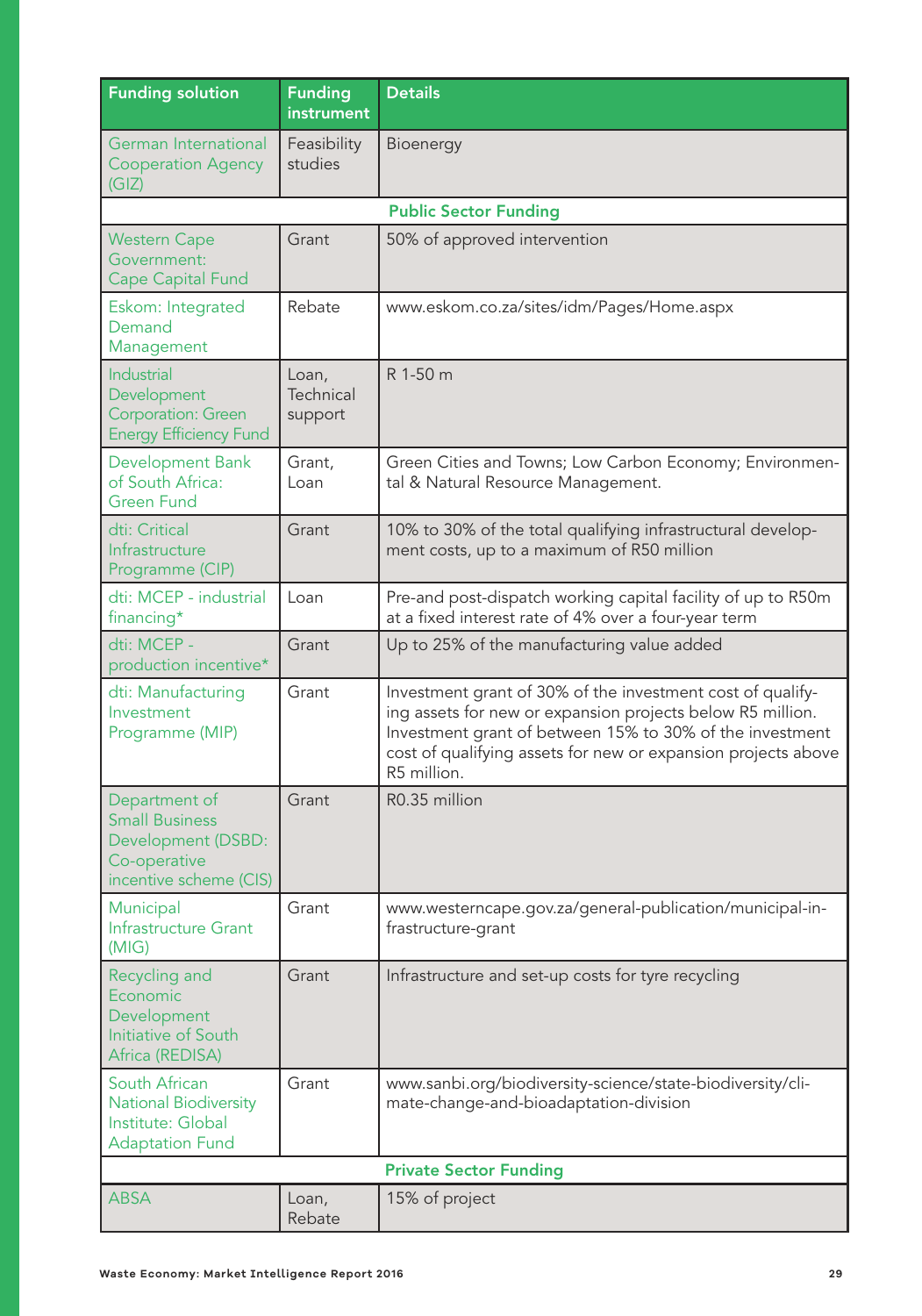| Funding solution | Funding instrument | Details |
| --- | --- | --- |
| German International Cooperation Agency (GIZ) | Feasibility studies | Bioenergy |
| **Public Sector Funding** | | |
| Western Cape Government: Cape Capital Fund | Grant | 50% of approved intervention |
| Eskom: Integrated Demand Management | Rebate | www.eskom.co.za/sites/idm/Pages/Home.aspx |
| Industrial Development Corporation: Green Energy Efficiency Fund | Loan, Technical support | R 1-50 m |
| Development Bank of South Africa: Green Fund | Grant, Loan | Green Cities and Towns; Low Carbon Economy; Environmental & Natural Resource Management. |
| dti: Critical Infrastructure Programme (CIP) | Grant | 10% to 30% of the total qualifying infrastructural development costs, up to a maximum of R50 million |
| dti: MCEP - industrial financing* | Loan | Pre-and post-dispatch working capital facility of up to R50m at a fixed interest rate of 4% over a four-year term |
| dti: MCEP - production incentive* | Grant | Up to 25% of the manufacturing value added |
| dti: Manufacturing Investment Programme (MIP) | Grant | Investment grant of 30% of the investment cost of qualifying assets for new or expansion projects below R5 million. Investment grant of between 15% to 30% of the investment cost of qualifying assets for new or expansion projects above R5 million. |
| Department of Small Business Development (DSBD: Co-operative incentive scheme (CIS) | Grant | R0.35 million |
| Municipal Infrastructure Grant (MIG) | Grant | www.westerncape.gov.za/general-publication/municipal-infrastructure-grant |
| Recycling and Economic Development Initiative of South Africa (REDISA) | Grant | Infrastructure and set-up costs for tyre recycling |
| South African National Biodiversity Institute: Global Adaptation Fund | Grant | www.sanbi.org/biodiversity-science/state-biodiversity/climate-change-and-bioadaptation-division |
| **Private Sector Funding** | | |
| ABSA | Loan, Rebate | 15% of project |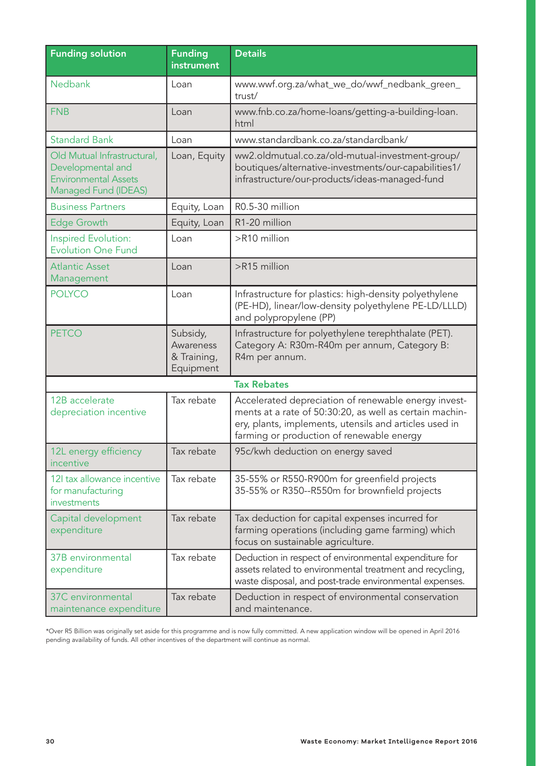| Funding solution | Funding instrument | Details |
|---|---|---|
| Nedbank | Loan | www.wwf.org.za/what_we_do/wwf_nedbank_green_trust/ |
| FNB | Loan | www.fnb.co.za/home-loans/getting-a-building-loan.html |
| Standard Bank | Loan | www.standardbank.co.za/standardbank/ |
| Old Mutual Infrastructural, Developmental and Environmental Assets Managed Fund (IDEAS) | Loan, Equity | ww2.oldmutual.co.za/old-mutual-investment-group/boutiques/alternative-investments/our-capabilities1/infrastructure/our-products/ideas-managed-fund |
| Business Partners | Equity, Loan | R0.5-30 million |
| Edge Growth | Equity, Loan | R1-20 million |
| Inspired Evolution: Evolution One Fund | Loan | >R10 million |
| Atlantic Asset Management | Loan | >R15 million |
| POLYCO | Loan | Infrastructure for plastics: high-density polyethylene (PE-HD), linear/low-density polyethylene PE-LD/LLLD) and polypropylene (PP) |
| PETCO | Subsidy, Awareness & Training, Equipment | Infrastructure for polyethylene terephthalate (PET). Category A: R30m-R40m per annum, Category B: R4m per annum. |
| **Tax Rebates** | | |
| 12B accelerate depreciation incentive | Tax rebate | Accelerated depreciation of renewable energy investments at a rate of 50:30:20, as well as certain machinery, plants, implements, utensils and articles used in farming or production of renewable energy |
| 12L energy efficiency incentive | Tax rebate | 95c/kwh deduction on energy saved |
| 12I tax allowance incentive for manufacturing investments | Tax rebate | 35-55% or R550-R900m for greenfield projects<br>35-55% or R350--R550m for brownfield projects |
| Capital development expenditure | Tax rebate | Tax deduction for capital expenses incurred for farming operations (including game farming) which focus on sustainable agriculture. |
| 37B environmental expenditure | Tax rebate | Deduction in respect of environmental expenditure for assets related to environmental treatment and recycling, waste disposal, and post-trade environmental expenses. |
| 37C environmental maintenance expenditure | Tax rebate | Deduction in respect of environmental conservation and maintenance. |

*Over R5 Billion was originally set aside for this programme and is now fully committed. A new application window will be opened in April 2016 pending availability of funds. All other incentives of the department will continue as normal.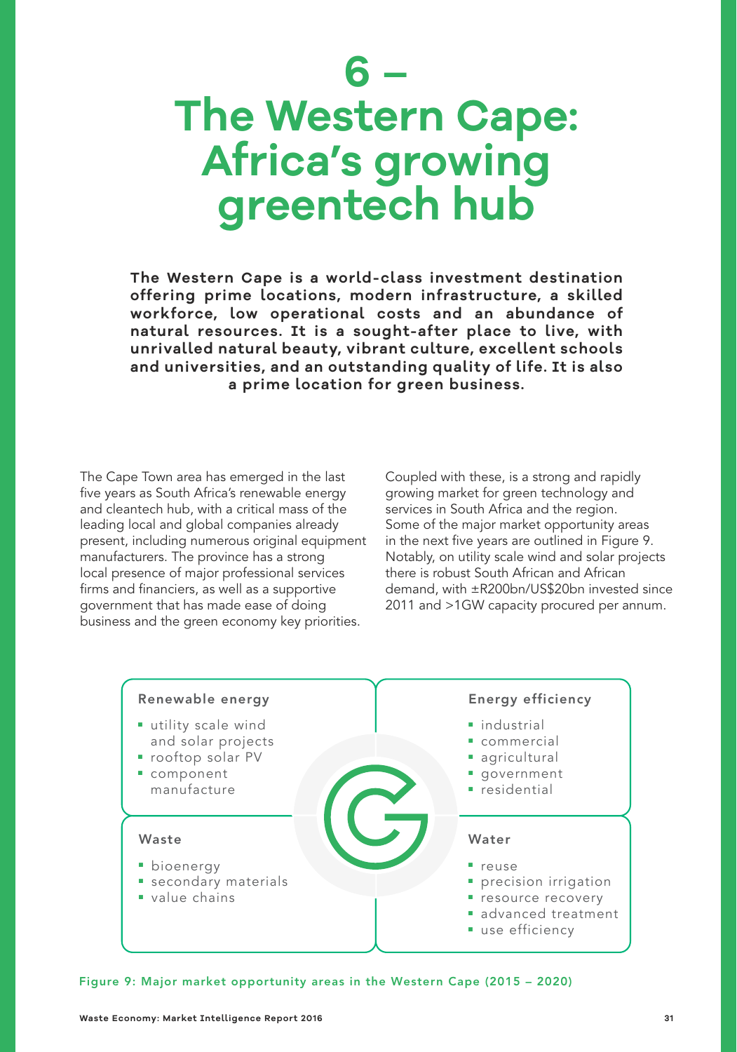# 6 – The Western Cape: Africa's growing greentech hub

**The Western Cape is a world-class investment destination offering prime locations, modern infrastructure, a skilled workforce, low operational costs and an abundance of natural resources. It is a sought-after place to live, with unrivalled natural beauty, vibrant culture, excellent schools and universities, and an outstanding quality of life. It is also a prime location for green business.**

The Cape Town area has emerged in the last five years as South Africa's renewable energy and cleantech hub, with a critical mass of the leading local and global companies already present, including numerous original equipment manufacturers. The province has a strong local presence of major professional services firms and financiers, as well as a supportive government that has made ease of doing business and the green economy key priorities.

Coupled with these, is a strong and rapidly growing market for green technology and services in South Africa and the region. Some of the major market opportunity areas in the next five years are outlined in Figure 9. Notably, on utility scale wind and solar projects there is robust South African and African demand, with ±R200bn/US$20bn invested since 2011 and >1GW capacity procured per annum.

**Renewable energy**

- utility scale wind and solar projects
- rooftop solar PV
- component manufacture

**Energy efficiency**

- industrial
- commercial
- agricultural
- government
- residential

**Waste**

- bioenergy
- secondary materials
- value chains

**Water**

- reuse
- precision irrigation
- resource recovery
- advanced treatment
- use efficiency

Figure 9: Major market opportunity areas in the Western Cape (2015 – 2020)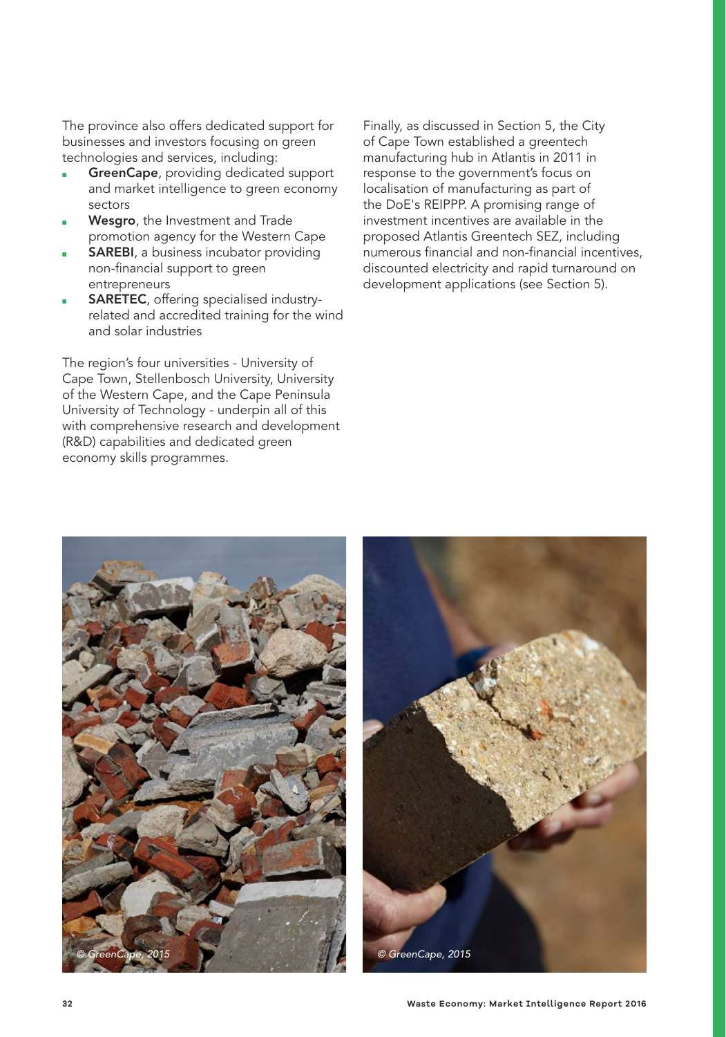The province also offers dedicated support for businesses and investors focusing on green technologies and services, including:

- **GreenCape**, providing dedicated support and market intelligence to green economy sectors
- **Wesgro**, the Investment and Trade promotion agency for the Western Cape
- **SAREBI**, a business incubator providing non-financial support to green entrepreneurs
- **SARETEC**, offering specialised industry-related and accredited training for the wind and solar industries

The region's four universities - University of Cape Town, Stellenbosch University, University of the Western Cape, and the Cape Peninsula University of Technology - underpin all of this with comprehensive research and development (R&D) capabilities and dedicated green economy skills programmes.

Finally, as discussed in Section 5, the City of Cape Town established a greentech manufacturing hub in Atlantis in 2011 in response to the government's focus on localisation of manufacturing as part of the DoE's REIPPP. A promising range of investment incentives are available in the proposed Atlantis Greentech SEZ, including numerous financial and non-financial incentives, discounted electricity and rapid turnaround on development applications (see Section 5).

*© GreenCape, 2015*

*© GreenCape, 2015*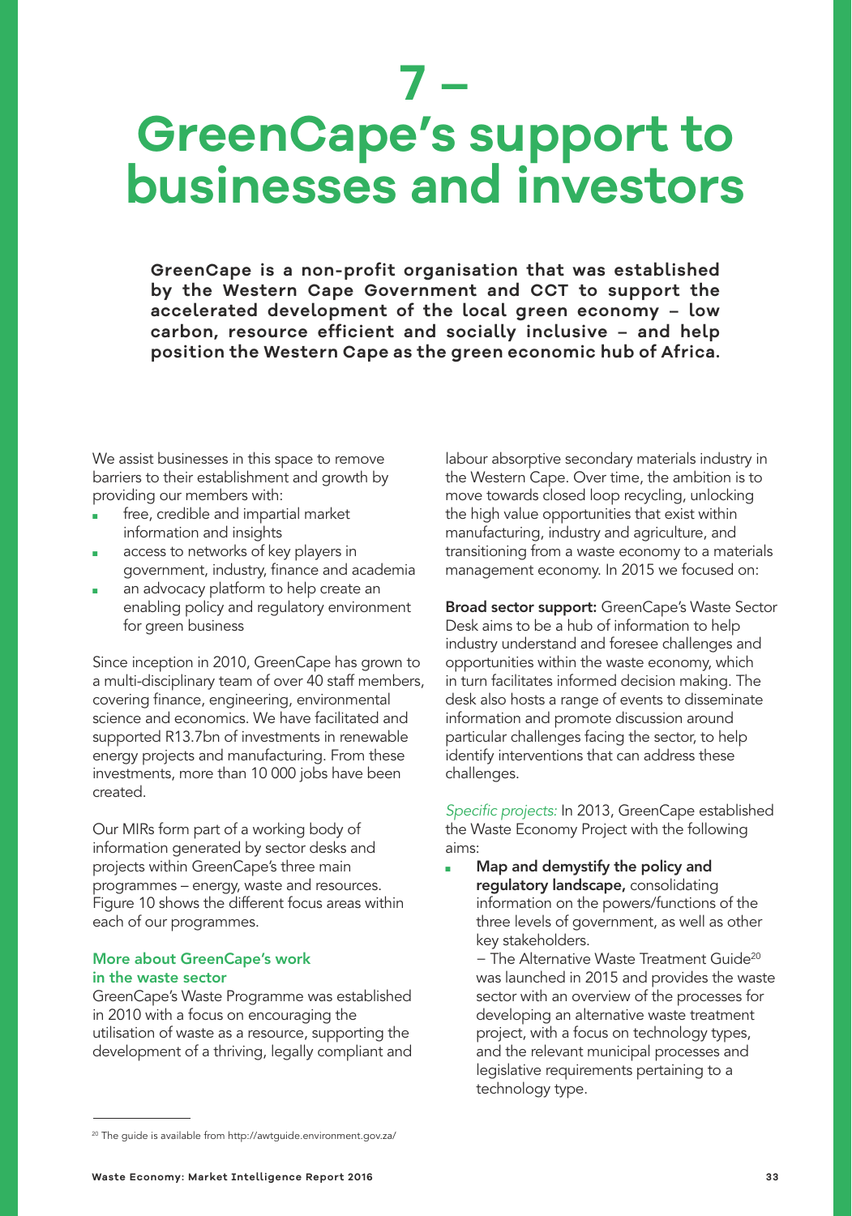# 7 – GreenCape's support to businesses and investors

**GreenCape is a non-profit organisation that was established by the Western Cape Government and CCT to support the accelerated development of the local green economy – low carbon, resource efficient and socially inclusive – and help position the Western Cape as the green economic hub of Africa.**

We assist businesses in this space to remove barriers to their establishment and growth by providing our members with:

- free, credible and impartial market information and insights
- access to networks of key players in government, industry, finance and academia
- an advocacy platform to help create an enabling policy and regulatory environment for green business

Since inception in 2010, GreenCape has grown to a multi-disciplinary team of over 40 staff members, covering finance, engineering, environmental science and economics. We have facilitated and supported R13.7bn of investments in renewable energy projects and manufacturing. From these investments, more than 10 000 jobs have been created.

Our MIRs form part of a working body of information generated by sector desks and projects within GreenCape's three main programmes – energy, waste and resources. Figure 10 shows the different focus areas within each of our programmes.

### More about GreenCape's work in the waste sector

GreenCape's Waste Programme was established in 2010 with a focus on encouraging the utilisation of waste as a resource, supporting the development of a thriving, legally compliant and labour absorptive secondary materials industry in the Western Cape. Over time, the ambition is to move towards closed loop recycling, unlocking the high value opportunities that exist within manufacturing, industry and agriculture, and transitioning from a waste economy to a materials management economy. In 2015 we focused on:

**Broad sector support:** GreenCape's Waste Sector Desk aims to be a hub of information to help industry understand and foresee challenges and opportunities within the waste economy, which in turn facilitates informed decision making. The desk also hosts a range of events to disseminate information and promote discussion around particular challenges facing the sector, to help identify interventions that can address these challenges.

*Specific projects:* In 2013, GreenCape established the Waste Economy Project with the following aims:

- **Map and demystify the policy and regulatory landscape,** consolidating information on the powers/functions of the three levels of government, as well as other key stakeholders.

  – The Alternative Waste Treatment Guide[20] was launched in 2015 and provides the waste sector with an overview of the processes for developing an alternative waste treatment project, with a focus on technology types, and the relevant municipal processes and legislative requirements pertaining to a technology type.

[20] The guide is available from http://awtguide.environment.gov.za/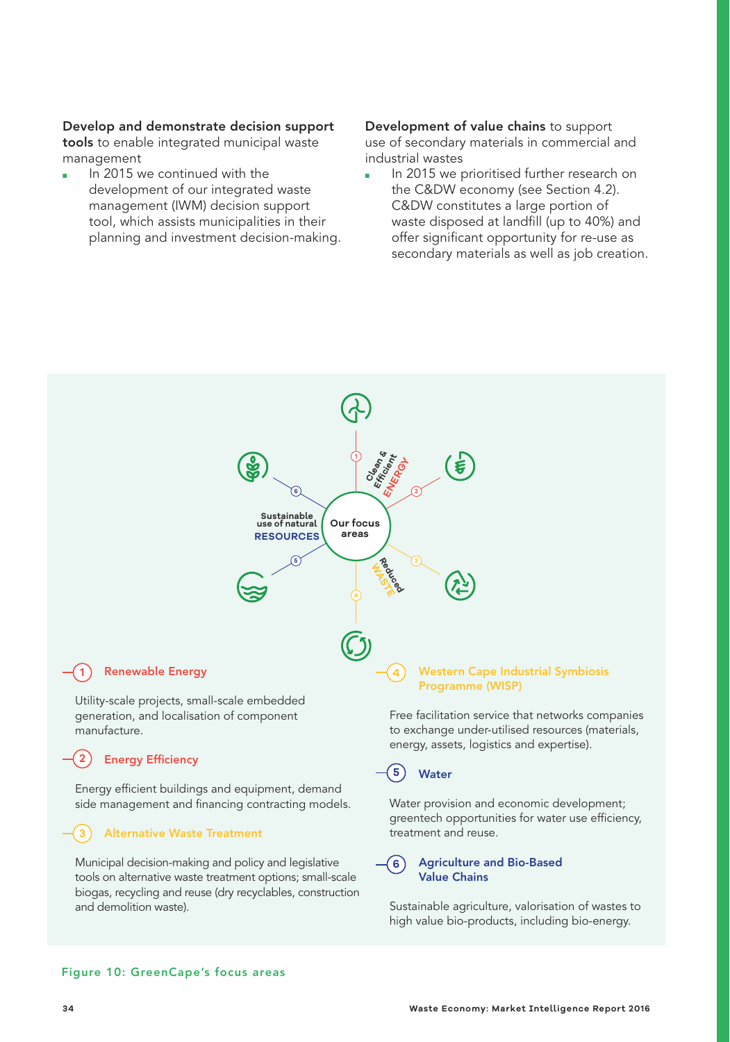**Develop and demonstrate decision support tools** to enable integrated municipal waste management

- In 2015 we continued with the development of our integrated waste management (IWM) decision support tool, which assists municipalities in their planning and investment decision-making.

**Development of value chains** to support use of secondary materials in commercial and industrial wastes

- In 2015 we prioritised further research on the C&DW economy (see Section 4.2). C&DW constitutes a large portion of waste disposed at landfill (up to 40%) and offer significant opportunity for re-use as secondary materials as well as job creation.

Our focus areas

Clean & Efficient ENERGY

Reduced WASTE

Sustainable use of natural RESOURCES

**1 Renewable Energy**

Utility-scale projects, small-scale embedded generation, and localisation of component manufacture.

**2 Energy Efficiency**

Energy efficient buildings and equipment, demand side management and financing contracting models.

**3 Alternative Waste Treatment**

Municipal decision-making and policy and legislative tools on alternative waste treatment options; small-scale biogas, recycling and reuse (dry recyclables, construction and demolition waste).

**4 Western Cape Industrial Symbiosis Programme (WISP)**

Free facilitation service that networks companies to exchange under-utilised resources (materials, energy, assets, logistics and expertise).

**5 Water**

Water provision and economic development; greentech opportunities for water use efficiency, treatment and reuse.

**6 Agriculture and Bio-Based Value Chains**

Sustainable agriculture, valorisation of wastes to high value bio-products, including bio-energy.

Figure 10: GreenCape's focus areas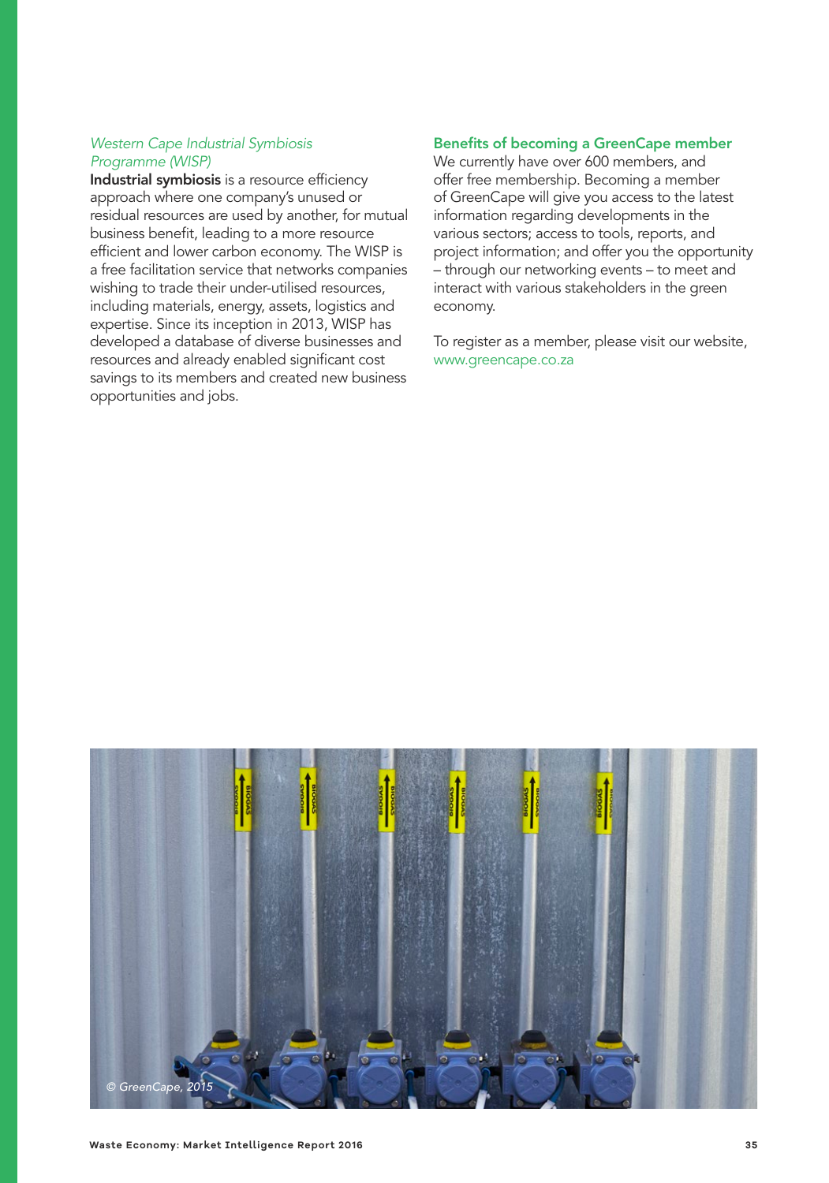*Western Cape Industrial Symbiosis Programme (WISP)*

**Industrial symbiosis** is a resource efficiency approach where one company's unused or residual resources are used by another, for mutual business benefit, leading to a more resource efficient and lower carbon economy. The WISP is a free facilitation service that networks companies wishing to trade their under-utilised resources, including materials, energy, assets, logistics and expertise. Since its inception in 2013, WISP has developed a database of diverse businesses and resources and already enabled significant cost savings to its members and created new business opportunities and jobs.

### Benefits of becoming a GreenCape member

We currently have over 600 members, and offer free membership. Becoming a member of GreenCape will give you access to the latest information regarding developments in the various sectors; access to tools, reports, and project information; and offer you the opportunity – through our networking events – to meet and interact with various stakeholders in the green economy.

To register as a member, please visit our website, www.greencape.co.za

*© GreenCape, 2015*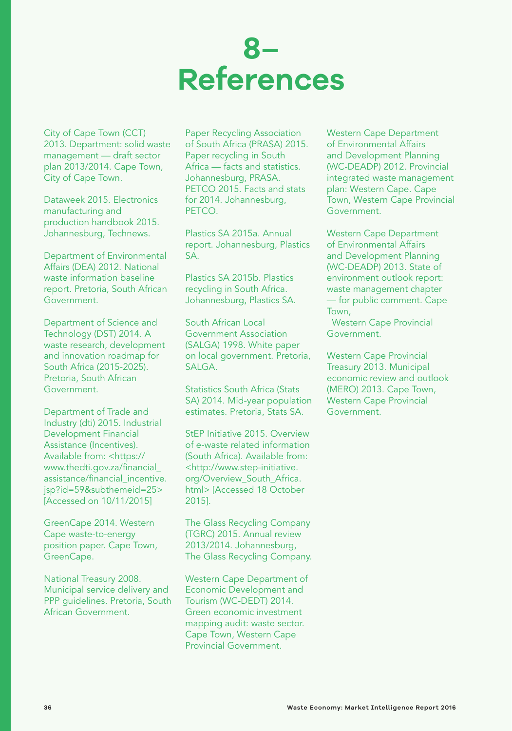# 8– References

City of Cape Town (CCT) 2013. Department: solid waste management — draft sector plan 2013/2014. Cape Town, City of Cape Town.

Dataweek 2015. Electronics manufacturing and production handbook 2015. Johannesburg, Technews.

Department of Environmental Affairs (DEA) 2012. National waste information baseline report. Pretoria, South African Government.

Department of Science and Technology (DST) 2014. A waste research, development and innovation roadmap for South Africa (2015-2025). Pretoria, South African Government.

Department of Trade and Industry (dti) 2015. Industrial Development Financial Assistance (Incentives). Available from: <https://www.thedti.gov.za/financial_assistance/financial_incentive.jsp?id=59&subthemeid=25> [Accessed on 10/11/2015]

GreenCape 2014. Western Cape waste-to-energy position paper. Cape Town, GreenCape.

National Treasury 2008. Municipal service delivery and PPP guidelines. Pretoria, South African Government.

Paper Recycling Association of South Africa (PRASA) 2015. Paper recycling in South Africa — facts and statistics. Johannesburg, PRASA.

PETCO 2015. Facts and stats for 2014. Johannesburg, PETCO.

Plastics SA 2015a. Annual report. Johannesburg, Plastics SA.

Plastics SA 2015b. Plastics recycling in South Africa. Johannesburg, Plastics SA.

South African Local Government Association (SALGA) 1998. White paper on local government. Pretoria, SALGA.

Statistics South Africa (Stats SA) 2014. Mid-year population estimates. Pretoria, Stats SA.

StEP Initiative 2015. Overview of e-waste related information (South Africa). Available from: <http://www.step-initiative.org/Overview_South_Africa.html> [Accessed 18 October 2015].

The Glass Recycling Company (TGRC) 2015. Annual review 2013/2014. Johannesburg, The Glass Recycling Company.

Western Cape Department of Economic Development and Tourism (WC-DEDT) 2014. Green economic investment mapping audit: waste sector. Cape Town, Western Cape Provincial Government.

Western Cape Department of Environmental Affairs and Development Planning (WC-DEADP) 2012. Provincial integrated waste management plan: Western Cape. Cape Town, Western Cape Provincial Government.

Western Cape Department of Environmental Affairs and Development Planning (WC-DEADP) 2013. State of environment outlook report: waste management chapter — for public comment. Cape Town, Western Cape Provincial Government.

Western Cape Provincial Treasury 2013. Municipal economic review and outlook (MERO) 2013. Cape Town, Western Cape Provincial Government.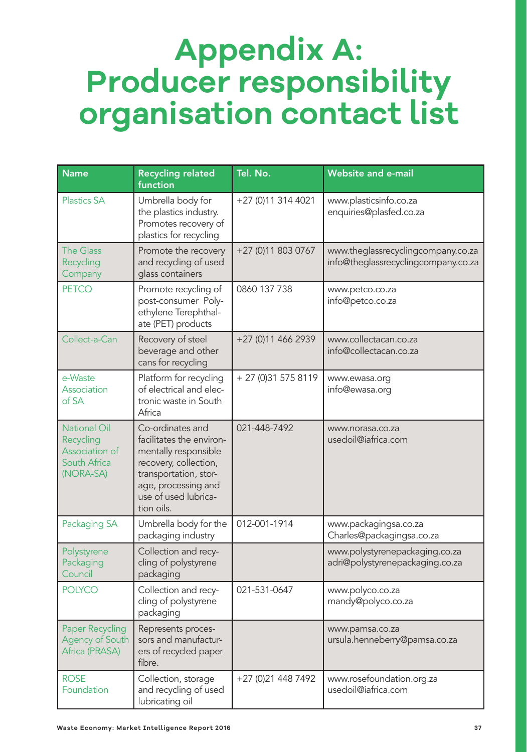# Appendix A: Producer responsibility organisation contact list

| Name | Recycling related function | Tel. No. | Website and e-mail |
|---|---|---|---|
| Plastics SA | Umbrella body for the plastics industry. Promotes recovery of plastics for recycling | +27 (0)11 314 4021 | www.plasticsinfo.co.za enquiries@plasfed.co.za |
| The Glass Recycling Company | Promote the recovery and recycling of used glass containers | +27 (0)11 803 0767 | www.theglassrecyclingcompany.co.za info@theglassrecyclingcompany.co.za |
| PETCO | Promote recycling of post-consumer Polyethylene Terephthalate (PET) products | 0860 137 738 | www.petco.co.za info@petco.co.za |
| Collect-a-Can | Recovery of steel beverage and other cans for recycling | +27 (0)11 466 2939 | www.collectacan.co.za info@collectacan.co.za |
| e-Waste Association of SA | Platform for recycling of electrical and electronic waste in South Africa | + 27 (0)31 575 8119 | www.ewasa.org info@ewasa.org |
| National Oil Recycling Association of South Africa (NORA-SA) | Co-ordinates and facilitates the environmentally responsible recovery, collection, transportation, storage, processing and use of used lubrication oils. | 021-448-7492 | www.norasa.co.za usedoil@iafrica.com |
| Packaging SA | Umbrella body for the packaging industry | 012-001-1914 | www.packagingsa.co.za Charles@packagingsa.co.za |
| Polystyrene Packaging Council | Collection and recycling of polystyrene packaging | | www.polystyrenepackaging.co.za adri@polystyrenepackaging.co.za |
| POLYCO | Collection and recycling of polystyrene packaging | 021-531-0647 | www.polyco.co.za mandy@polyco.co.za |
| Paper Recycling Agency of South Africa (PRASA) | Represents processors and manufacturers of recycled paper fibre. | | www.pamsa.co.za ursula.henneberry@pamsa.co.za |
| ROSE Foundation | Collection, storage and recycling of used lubricating oil | +27 (0)21 448 7492 | www.rosefoundation.org.za usedoil@iafrica.com |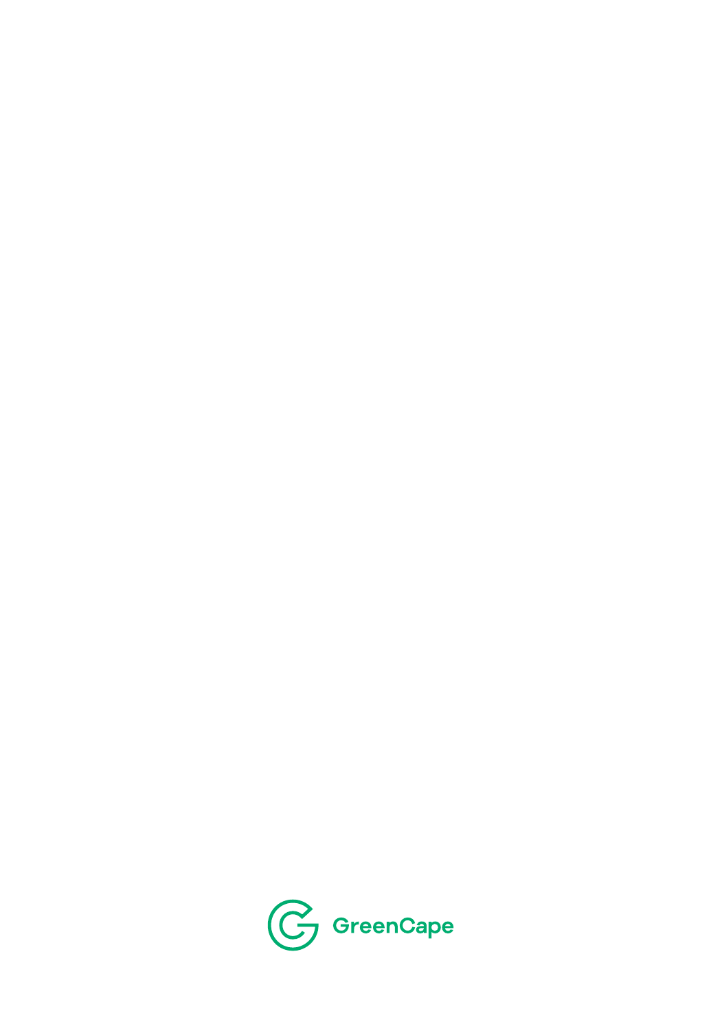GreenCape